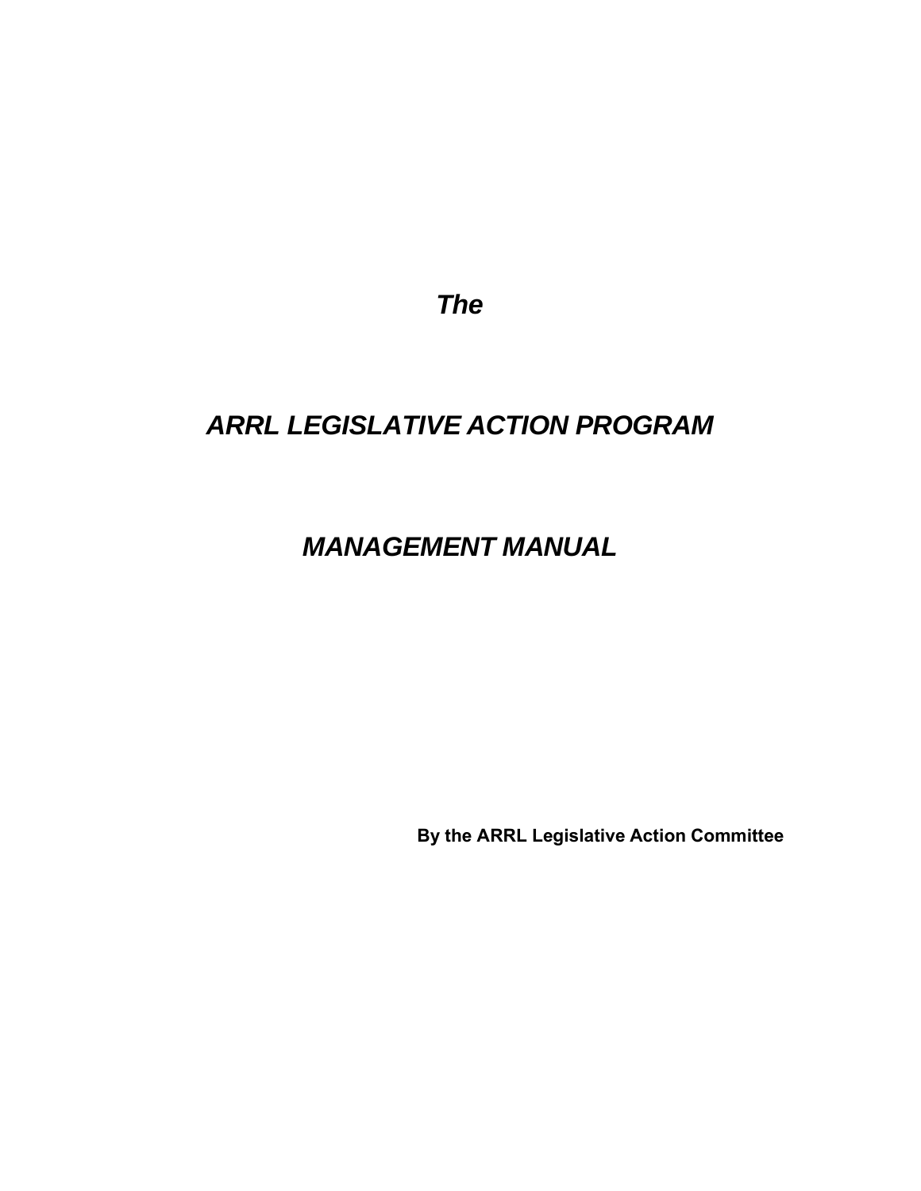***The***

# *ARRL LEGISLATIVE ACTION PROGRAM*

# *MANAGEMENT MANUAL*

**By the ARRL Legislative Action Committee**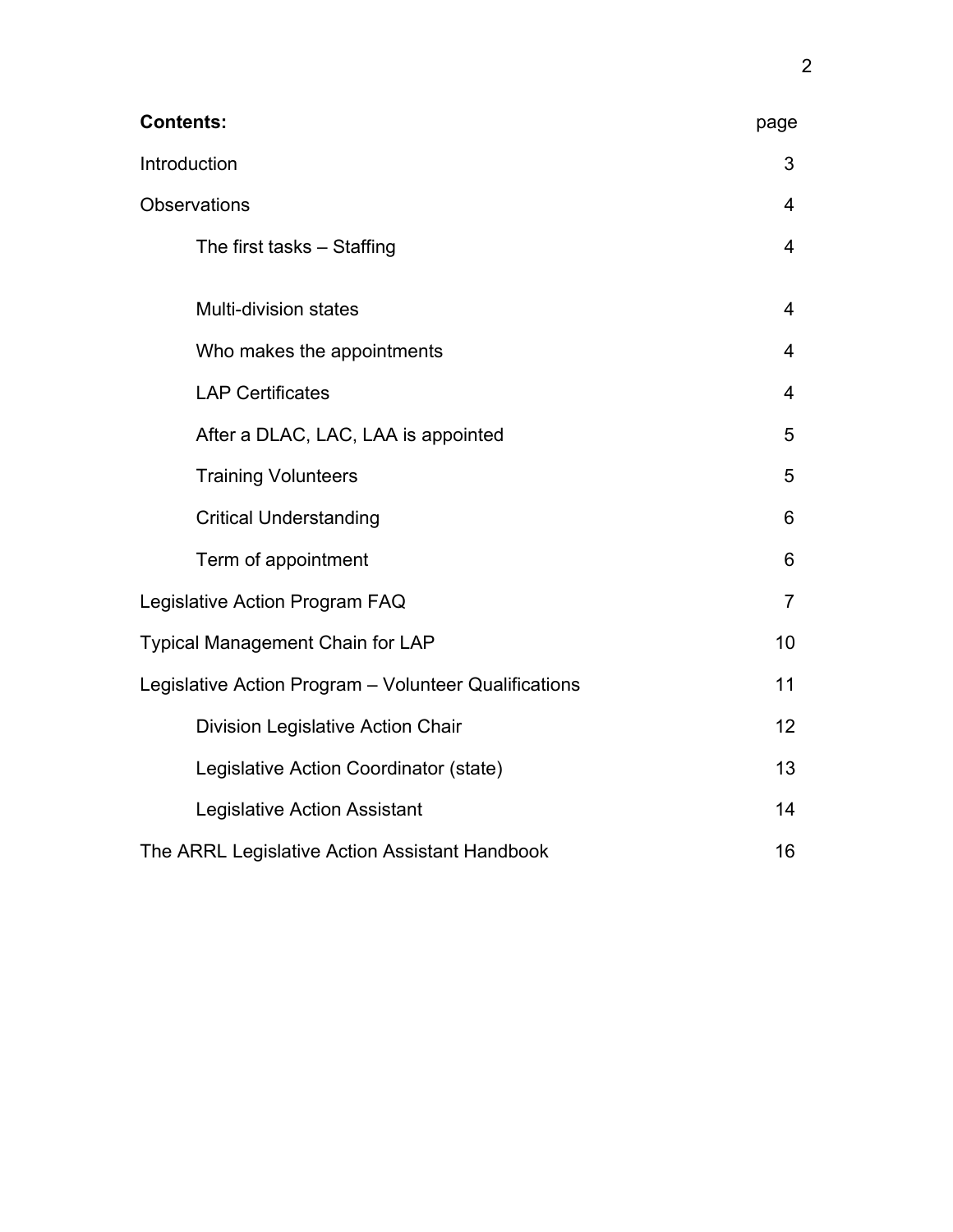**Contents:**

| | page |
|---|---|
| Introduction | 3 |
| Observations | 4 |
| The first tasks – Staffing | 4 |
| Multi-division states | 4 |
| Who makes the appointments | 4 |
| LAP Certificates | 4 |
| After a DLAC, LAC, LAA is appointed | 5 |
| Training Volunteers | 5 |
| Critical Understanding | 6 |
| Term of appointment | 6 |
| Legislative Action Program FAQ | 7 |
| Typical Management Chain for LAP | 10 |
| Legislative Action Program – Volunteer Qualifications | 11 |
| Division Legislative Action Chair | 12 |
| Legislative Action Coordinator (state) | 13 |
| Legislative Action Assistant | 14 |
| The ARRL Legislative Action Assistant Handbook | 16 |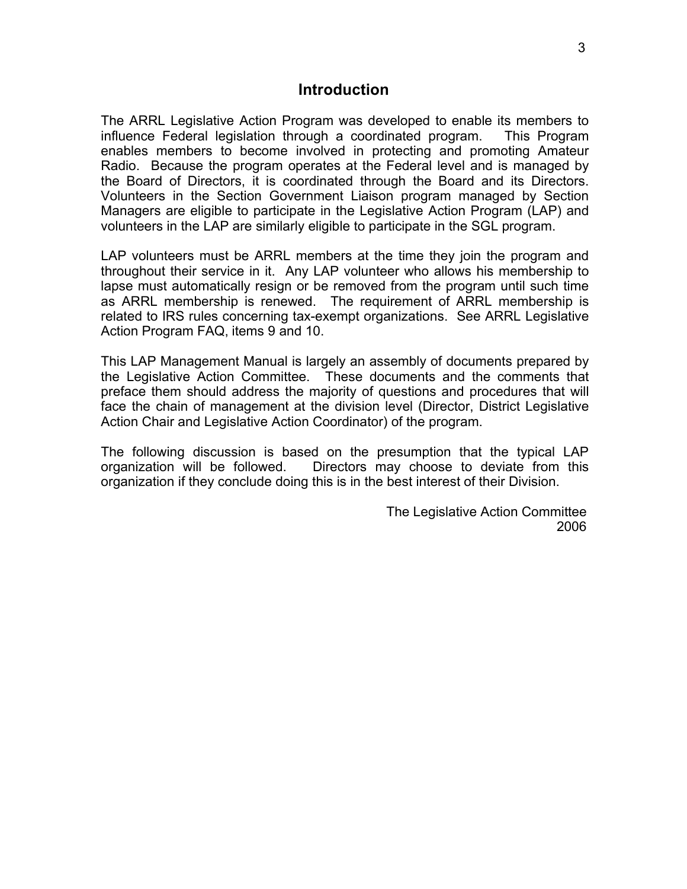## Introduction

The ARRL Legislative Action Program was developed to enable its members to influence Federal legislation through a coordinated program. This Program enables members to become involved in protecting and promoting Amateur Radio. Because the program operates at the Federal level and is managed by the Board of Directors, it is coordinated through the Board and its Directors. Volunteers in the Section Government Liaison program managed by Section Managers are eligible to participate in the Legislative Action Program (LAP) and volunteers in the LAP are similarly eligible to participate in the SGL program.

LAP volunteers must be ARRL members at the time they join the program and throughout their service in it. Any LAP volunteer who allows his membership to lapse must automatically resign or be removed from the program until such time as ARRL membership is renewed. The requirement of ARRL membership is related to IRS rules concerning tax-exempt organizations. See ARRL Legislative Action Program FAQ, items 9 and 10.

This LAP Management Manual is largely an assembly of documents prepared by the Legislative Action Committee. These documents and the comments that preface them should address the majority of questions and procedures that will face the chain of management at the division level (Director, District Legislative Action Chair and Legislative Action Coordinator) of the program.

The following discussion is based on the presumption that the typical LAP organization will be followed. Directors may choose to deviate from this organization if they conclude doing this is in the best interest of their Division.

The Legislative Action Committee
2006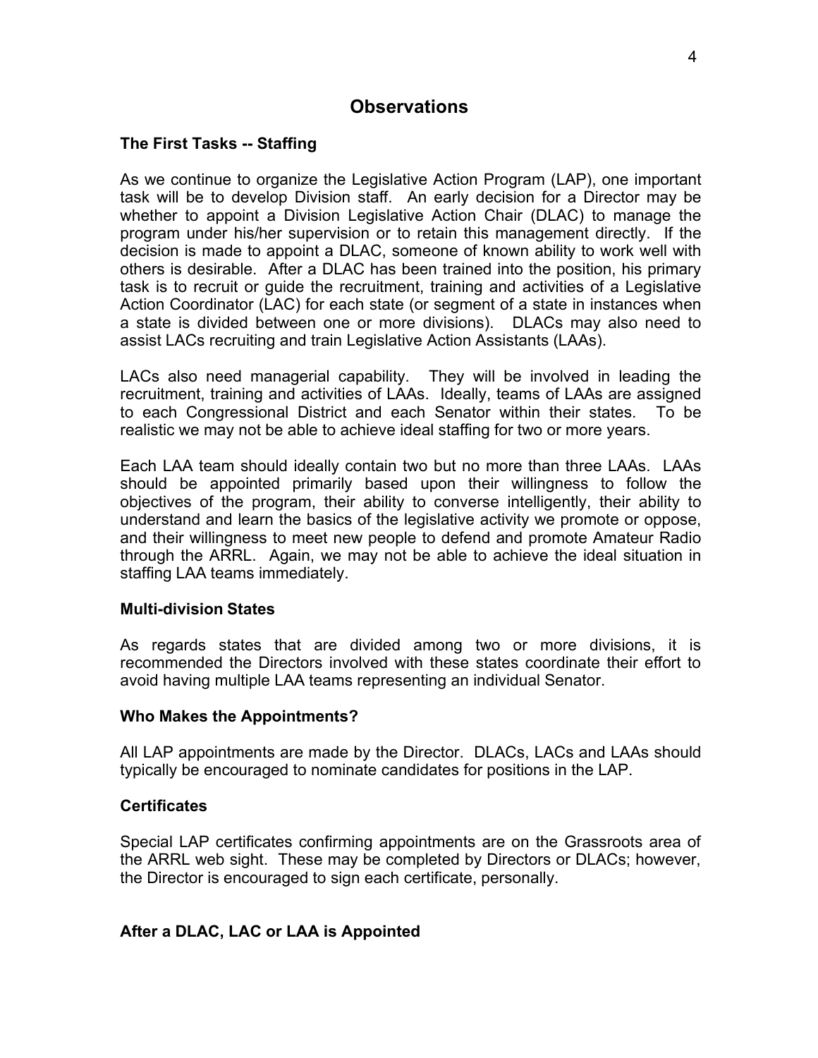## Observations

### The First Tasks -- Staffing

As we continue to organize the Legislative Action Program (LAP), one important task will be to develop Division staff. An early decision for a Director may be whether to appoint a Division Legislative Action Chair (DLAC) to manage the program under his/her supervision or to retain this management directly. If the decision is made to appoint a DLAC, someone of known ability to work well with others is desirable. After a DLAC has been trained into the position, his primary task is to recruit or guide the recruitment, training and activities of a Legislative Action Coordinator (LAC) for each state (or segment of a state in instances when a state is divided between one or more divisions). DLACs may also need to assist LACs recruiting and train Legislative Action Assistants (LAAs).

LACs also need managerial capability. They will be involved in leading the recruitment, training and activities of LAAs. Ideally, teams of LAAs are assigned to each Congressional District and each Senator within their states. To be realistic we may not be able to achieve ideal staffing for two or more years.

Each LAA team should ideally contain two but no more than three LAAs. LAAs should be appointed primarily based upon their willingness to follow the objectives of the program, their ability to converse intelligently, their ability to understand and learn the basics of the legislative activity we promote or oppose, and their willingness to meet new people to defend and promote Amateur Radio through the ARRL. Again, we may not be able to achieve the ideal situation in staffing LAA teams immediately.

### Multi-division States

As regards states that are divided among two or more divisions, it is recommended the Directors involved with these states coordinate their effort to avoid having multiple LAA teams representing an individual Senator.

### Who Makes the Appointments?

All LAP appointments are made by the Director. DLACs, LACs and LAAs should typically be encouraged to nominate candidates for positions in the LAP.

### Certificates

Special LAP certificates confirming appointments are on the Grassroots area of the ARRL web sight. These may be completed by Directors or DLACs; however, the Director is encouraged to sign each certificate, personally.

### After a DLAC, LAC or LAA is Appointed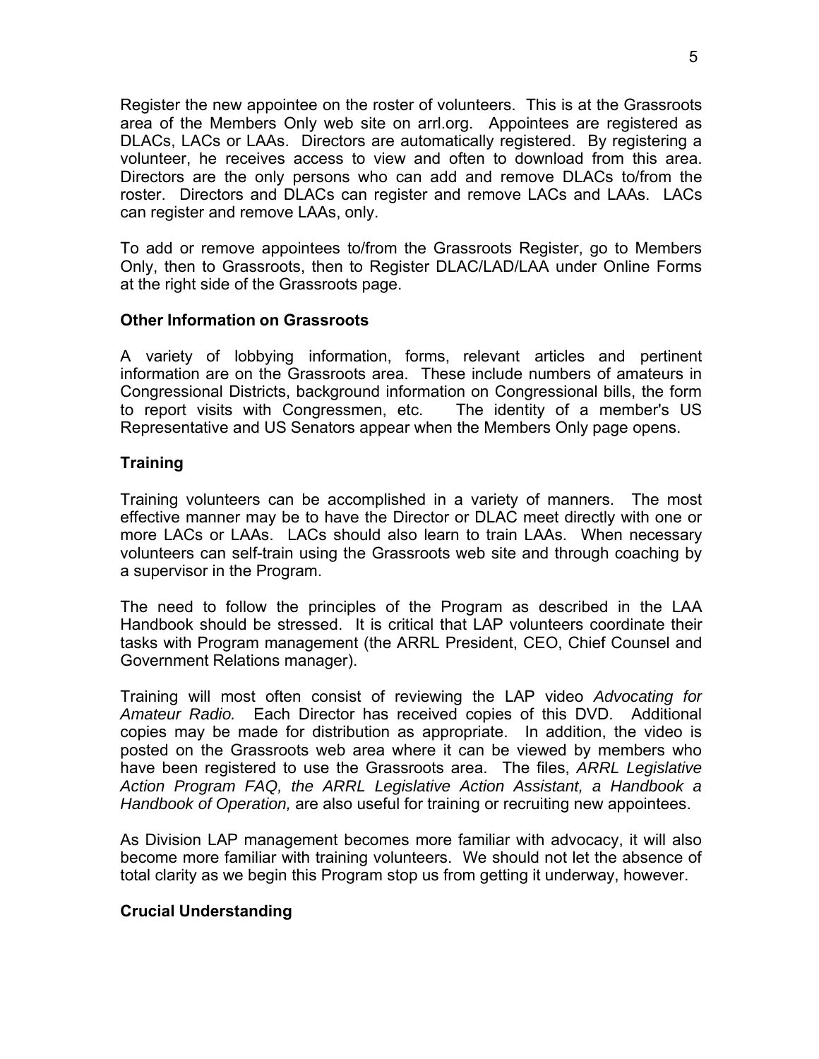Register the new appointee on the roster of volunteers. This is at the Grassroots area of the Members Only web site on arrl.org. Appointees are registered as DLACs, LACs or LAAs. Directors are automatically registered. By registering a volunteer, he receives access to view and often to download from this area. Directors are the only persons who can add and remove DLACs to/from the roster. Directors and DLACs can register and remove LACs and LAAs. LACs can register and remove LAAs, only.

To add or remove appointees to/from the Grassroots Register, go to Members Only, then to Grassroots, then to Register DLAC/LAD/LAA under Online Forms at the right side of the Grassroots page.

**Other Information on Grassroots**

A variety of lobbying information, forms, relevant articles and pertinent information are on the Grassroots area. These include numbers of amateurs in Congressional Districts, background information on Congressional bills, the form to report visits with Congressmen, etc. The identity of a member's US Representative and US Senators appear when the Members Only page opens.

**Training**

Training volunteers can be accomplished in a variety of manners. The most effective manner may be to have the Director or DLAC meet directly with one or more LACs or LAAs. LACs should also learn to train LAAs. When necessary volunteers can self-train using the Grassroots web site and through coaching by a supervisor in the Program.

The need to follow the principles of the Program as described in the LAA Handbook should be stressed. It is critical that LAP volunteers coordinate their tasks with Program management (the ARRL President, CEO, Chief Counsel and Government Relations manager).

Training will most often consist of reviewing the LAP video *Advocating for Amateur Radio.* Each Director has received copies of this DVD. Additional copies may be made for distribution as appropriate. In addition, the video is posted on the Grassroots web area where it can be viewed by members who have been registered to use the Grassroots area. The files, *ARRL Legislative Action Program FAQ, the ARRL Legislative Action Assistant, a Handbook a Handbook of Operation,* are also useful for training or recruiting new appointees.

As Division LAP management becomes more familiar with advocacy, it will also become more familiar with training volunteers. We should not let the absence of total clarity as we begin this Program stop us from getting it underway, however.

**Crucial Understanding**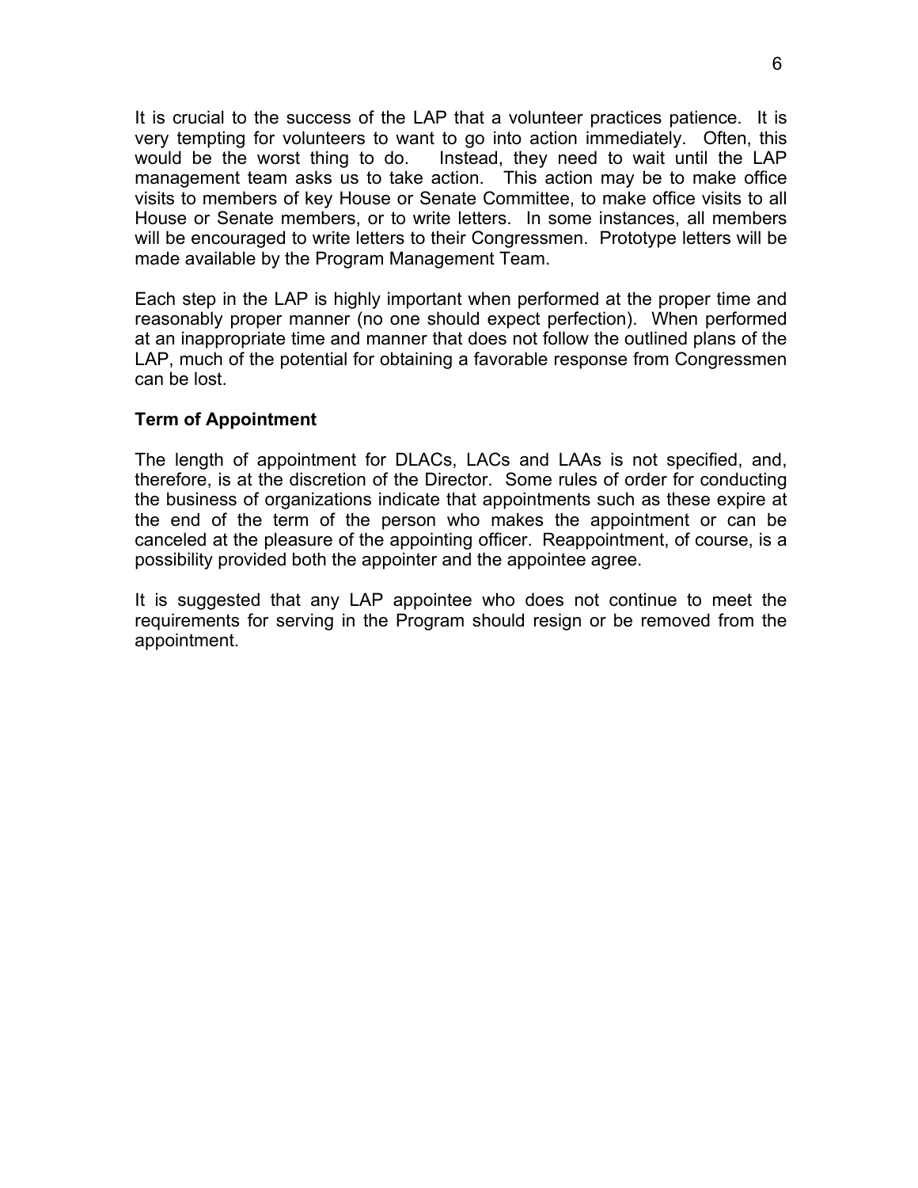It is crucial to the success of the LAP that a volunteer practices patience. It is very tempting for volunteers to want to go into action immediately. Often, this would be the worst thing to do. Instead, they need to wait until the LAP management team asks us to take action. This action may be to make office visits to members of key House or Senate Committee, to make office visits to all House or Senate members, or to write letters. In some instances, all members will be encouraged to write letters to their Congressmen. Prototype letters will be made available by the Program Management Team.

Each step in the LAP is highly important when performed at the proper time and reasonably proper manner (no one should expect perfection). When performed at an inappropriate time and manner that does not follow the outlined plans of the LAP, much of the potential for obtaining a favorable response from Congressmen can be lost.

**Term of Appointment**

The length of appointment for DLACs, LACs and LAAs is not specified, and, therefore, is at the discretion of the Director. Some rules of order for conducting the business of organizations indicate that appointments such as these expire at the end of the term of the person who makes the appointment or can be canceled at the pleasure of the appointing officer. Reappointment, of course, is a possibility provided both the appointer and the appointee agree.

It is suggested that any LAP appointee who does not continue to meet the requirements for serving in the Program should resign or be removed from the appointment.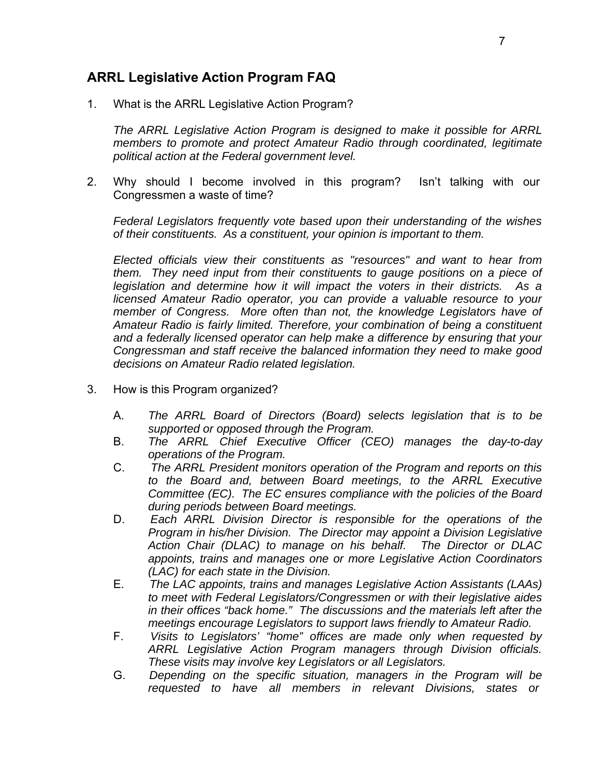## ARRL Legislative Action Program FAQ

1. What is the ARRL Legislative Action Program?

   *The ARRL Legislative Action Program is designed to make it possible for ARRL members to promote and protect Amateur Radio through coordinated, legitimate political action at the Federal government level.*

2. Why should I become involved in this program? Isn't talking with our Congressmen a waste of time?

   *Federal Legislators frequently vote based upon their understanding of the wishes of their constituents. As a constituent, your opinion is important to them.*

   *Elected officials view their constituents as "resources" and want to hear from them. They need input from their constituents to gauge positions on a piece of legislation and determine how it will impact the voters in their districts. As a licensed Amateur Radio operator, you can provide a valuable resource to your member of Congress. More often than not, the knowledge Legislators have of Amateur Radio is fairly limited. Therefore, your combination of being a constituent and a federally licensed operator can help make a difference by ensuring that your Congressman and staff receive the balanced information they need to make good decisions on Amateur Radio related legislation.*

3. How is this Program organized?

   A. *The ARRL Board of Directors (Board) selects legislation that is to be supported or opposed through the Program.*

   B. *The ARRL Chief Executive Officer (CEO) manages the day-to-day operations of the Program.*

   C. *The ARRL President monitors operation of the Program and reports on this to the Board and, between Board meetings, to the ARRL Executive Committee (EC). The EC ensures compliance with the policies of the Board during periods between Board meetings.*

   D. *Each ARRL Division Director is responsible for the operations of the Program in his/her Division. The Director may appoint a Division Legislative Action Chair (DLAC) to manage on his behalf. The Director or DLAC appoints, trains and manages one or more Legislative Action Coordinators (LAC) for each state in the Division.*

   E. *The LAC appoints, trains and manages Legislative Action Assistants (LAAs) to meet with Federal Legislators/Congressmen or with their legislative aides in their offices "back home." The discussions and the materials left after the meetings encourage Legislators to support laws friendly to Amateur Radio.*

   F. *Visits to Legislators' "home" offices are made only when requested by ARRL Legislative Action Program managers through Division officials. These visits may involve key Legislators or all Legislators.*

   G. *Depending on the specific situation, managers in the Program will be requested to have all members in relevant Divisions, states or*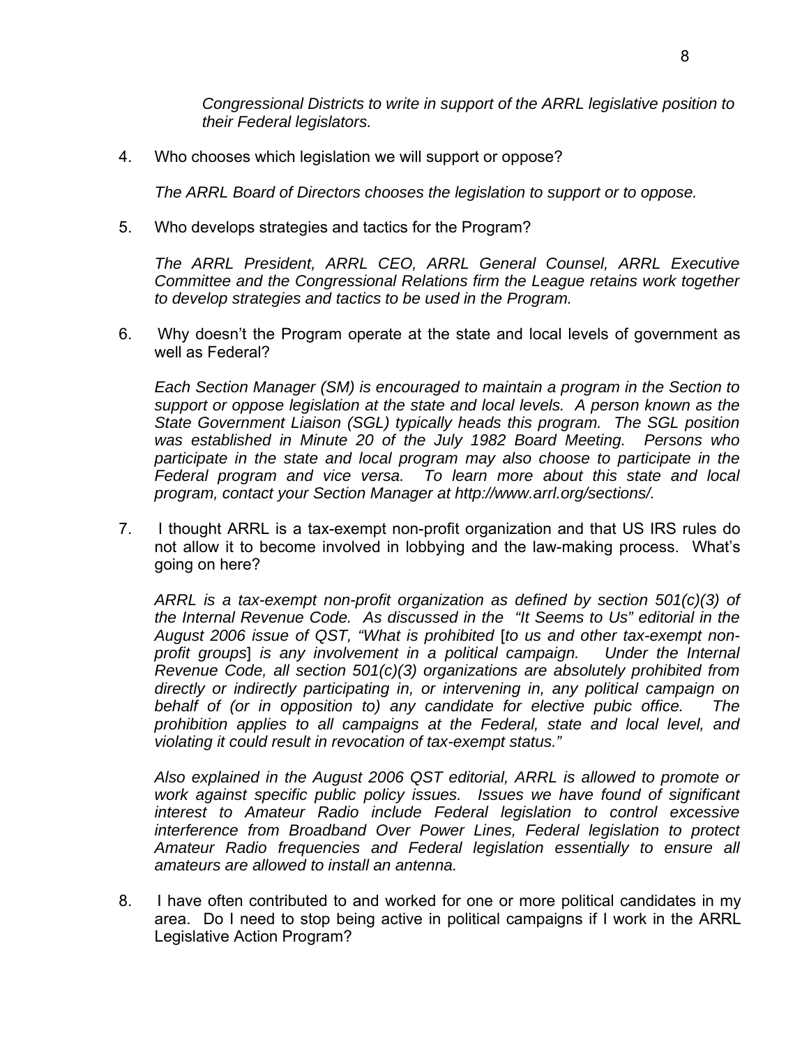*Congressional Districts to write in support of the ARRL legislative position to their Federal legislators.*

4. Who chooses which legislation we will support or oppose?

   *The ARRL Board of Directors chooses the legislation to support or to oppose.*

5. Who develops strategies and tactics for the Program?

   *The ARRL President, ARRL CEO, ARRL General Counsel, ARRL Executive Committee and the Congressional Relations firm the League retains work together to develop strategies and tactics to be used in the Program.*

6. Why doesn't the Program operate at the state and local levels of government as well as Federal?

   *Each Section Manager (SM) is encouraged to maintain a program in the Section to support or oppose legislation at the state and local levels. A person known as the State Government Liaison (SGL) typically heads this program. The SGL position was established in Minute 20 of the July 1982 Board Meeting. Persons who participate in the state and local program may also choose to participate in the Federal program and vice versa. To learn more about this state and local program, contact your Section Manager at http://www.arrl.org/sections/.*

7. I thought ARRL is a tax-exempt non-profit organization and that US IRS rules do not allow it to become involved in lobbying and the law-making process. What's going on here?

   *ARRL is a tax-exempt non-profit organization as defined by section 501(c)(3) of the Internal Revenue Code. As discussed in the "It Seems to Us" editorial in the August 2006 issue of QST, "What is prohibited* [*to us and other tax-exempt non-profit groups*] *is any involvement in a political campaign. Under the Internal Revenue Code, all section 501(c)(3) organizations are absolutely prohibited from directly or indirectly participating in, or intervening in, any political campaign on behalf of (or in opposition to) any candidate for elective pubic office. The prohibition applies to all campaigns at the Federal, state and local level, and violating it could result in revocation of tax-exempt status."*

   *Also explained in the August 2006 QST editorial, ARRL is allowed to promote or work against specific public policy issues. Issues we have found of significant interest to Amateur Radio include Federal legislation to control excessive interference from Broadband Over Power Lines, Federal legislation to protect Amateur Radio frequencies and Federal legislation essentially to ensure all amateurs are allowed to install an antenna.*

8. I have often contributed to and worked for one or more political candidates in my area. Do I need to stop being active in political campaigns if I work in the ARRL Legislative Action Program?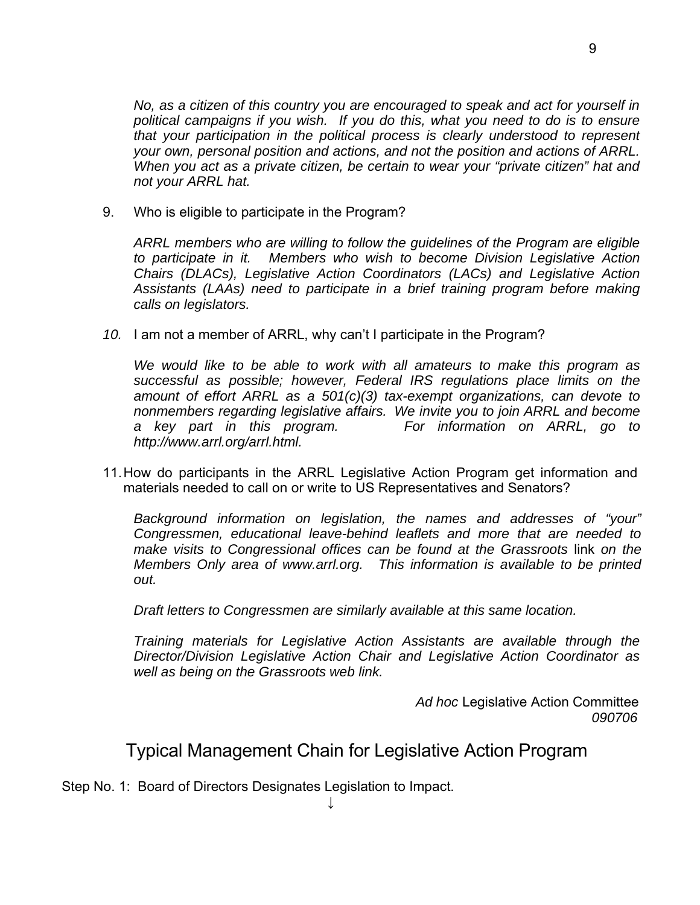*No, as a citizen of this country you are encouraged to speak and act for yourself in political campaigns if you wish. If you do this, what you need to do is to ensure that your participation in the political process is clearly understood to represent your own, personal position and actions, and not the position and actions of ARRL. When you act as a private citizen, be certain to wear your "private citizen" hat and not your ARRL hat.*

9. Who is eligible to participate in the Program?

   *ARRL members who are willing to follow the guidelines of the Program are eligible to participate in it. Members who wish to become Division Legislative Action Chairs (DLACs), Legislative Action Coordinators (LACs) and Legislative Action Assistants (LAAs) need to participate in a brief training program before making calls on legislators.*

10. I am not a member of ARRL, why can't I participate in the Program?

    *We would like to be able to work with all amateurs to make this program as successful as possible; however, Federal IRS regulations place limits on the amount of effort ARRL as a 501(c)(3) tax-exempt organizations, can devote to nonmembers regarding legislative affairs. We invite you to join ARRL and become a key part in this program. For information on ARRL, go to http://www.arrl.org/arrl.html.*

11. How do participants in the ARRL Legislative Action Program get information and materials needed to call on or write to US Representatives and Senators?

    *Background information on legislation, the names and addresses of "your" Congressmen, educational leave-behind leaflets and more that are needed to make visits to Congressional offices can be found at the Grassroots* link *on the Members Only area of www.arrl.org. This information is available to be printed out.*

    *Draft letters to Congressmen are similarly available at this same location.*

    *Training materials for Legislative Action Assistants are available through the Director/Division Legislative Action Chair and Legislative Action Coordinator as well as being on the Grassroots web link.*

*Ad hoc* Legislative Action Committee
*090706*

## Typical Management Chain for Legislative Action Program

Step No. 1: Board of Directors Designates Legislation to Impact.

↓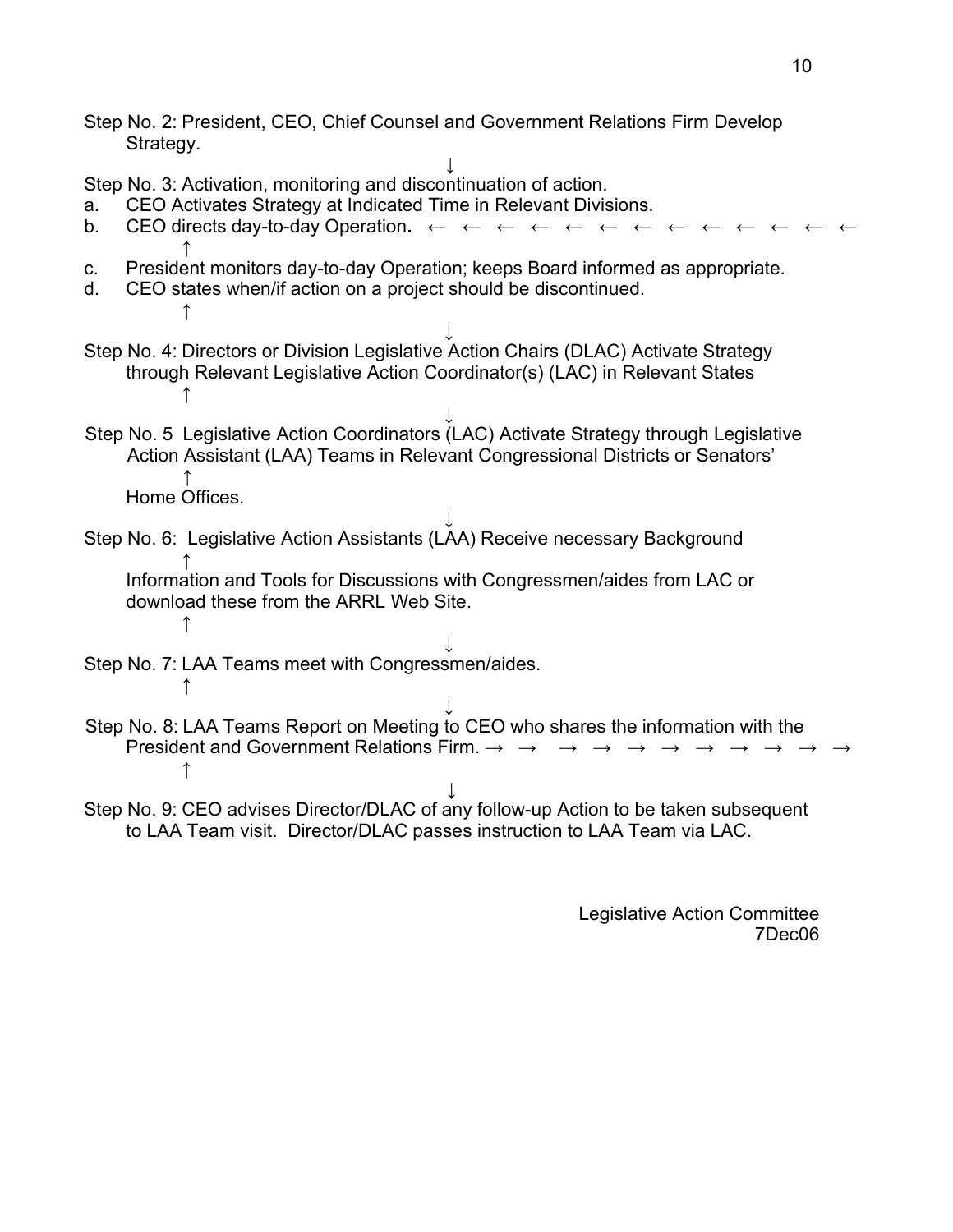Step No. 2: President, CEO, Chief Counsel and Government Relations Firm Develop Strategy.

↓

Step No. 3: Activation, monitoring and discontinuation of action.

a. CEO Activates Strategy at Indicated Time in Relevant Divisions.
b. CEO directs day-to-day Operation**.** ← ← ← ← ← ← ← ← ← ← ← ← ←

↑

c. President monitors day-to-day Operation; keeps Board informed as appropriate.
d. CEO states when/if action on a project should be discontinued.

↑ ↓

Step No. 4: Directors or Division Legislative Action Chairs (DLAC) Activate Strategy through Relevant Legislative Action Coordinator(s) (LAC) in Relevant States

↑ ↓

Step No. 5 Legislative Action Coordinators (LAC) Activate Strategy through Legislative Action Assistant (LAA) Teams in Relevant Congressional Districts or Senators' Home Offices.

↑ ↓

Step No. 6: Legislative Action Assistants (LAA) Receive necessary Background Information and Tools for Discussions with Congressmen/aides from LAC or download these from the ARRL Web Site.

↑ ↓

Step No. 7: LAA Teams meet with Congressmen/aides.

↑ ↓

Step No. 8: LAA Teams Report on Meeting to CEO who shares the information with the President and Government Relations Firm. → → → → → → → → → → →

↑ ↓

Step No. 9: CEO advises Director/DLAC of any follow-up Action to be taken subsequent to LAA Team visit. Director/DLAC passes instruction to LAA Team via LAC.

Legislative Action Committee
7Dec06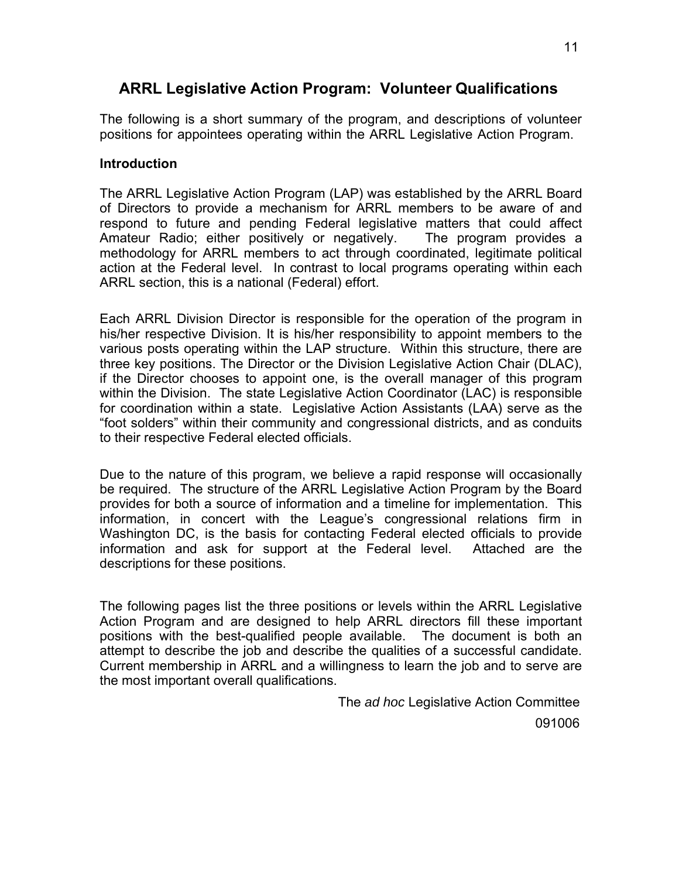## ARRL Legislative Action Program: Volunteer Qualifications

The following is a short summary of the program, and descriptions of volunteer positions for appointees operating within the ARRL Legislative Action Program.

### Introduction

The ARRL Legislative Action Program (LAP) was established by the ARRL Board of Directors to provide a mechanism for ARRL members to be aware of and respond to future and pending Federal legislative matters that could affect Amateur Radio; either positively or negatively. The program provides a methodology for ARRL members to act through coordinated, legitimate political action at the Federal level. In contrast to local programs operating within each ARRL section, this is a national (Federal) effort.

Each ARRL Division Director is responsible for the operation of the program in his/her respective Division. It is his/her responsibility to appoint members to the various posts operating within the LAP structure. Within this structure, there are three key positions. The Director or the Division Legislative Action Chair (DLAC), if the Director chooses to appoint one, is the overall manager of this program within the Division. The state Legislative Action Coordinator (LAC) is responsible for coordination within a state. Legislative Action Assistants (LAA) serve as the "foot solders" within their community and congressional districts, and as conduits to their respective Federal elected officials.

Due to the nature of this program, we believe a rapid response will occasionally be required. The structure of the ARRL Legislative Action Program by the Board provides for both a source of information and a timeline for implementation. This information, in concert with the League's congressional relations firm in Washington DC, is the basis for contacting Federal elected officials to provide information and ask for support at the Federal level. Attached are the descriptions for these positions.

The following pages list the three positions or levels within the ARRL Legislative Action Program and are designed to help ARRL directors fill these important positions with the best-qualified people available. The document is both an attempt to describe the job and describe the qualities of a successful candidate. Current membership in ARRL and a willingness to learn the job and to serve are the most important overall qualifications.

The *ad hoc* Legislative Action Committee

091006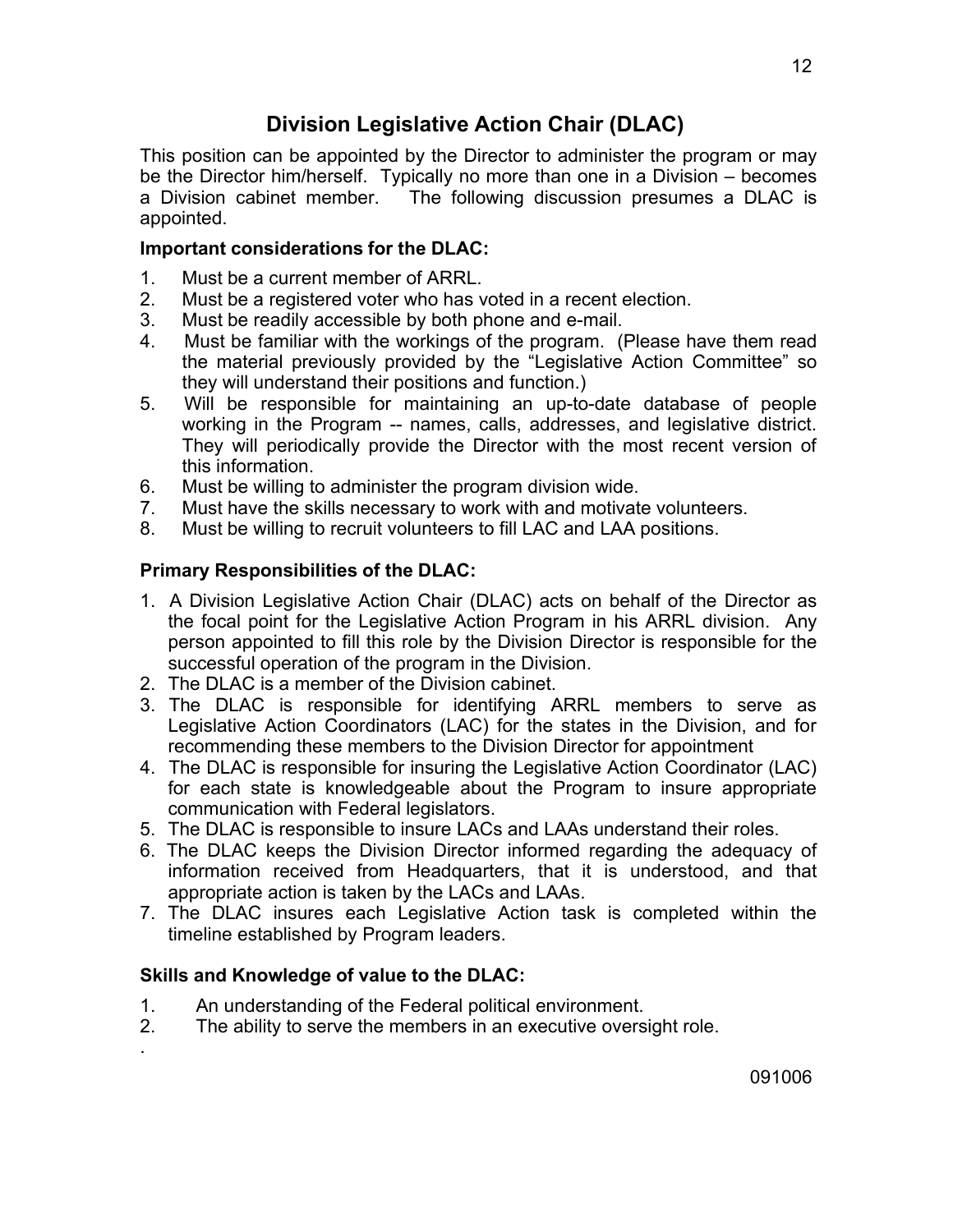# Division Legislative Action Chair (DLAC)

This position can be appointed by the Director to administer the program or may be the Director him/herself. Typically no more than one in a Division – becomes a Division cabinet member. The following discussion presumes a DLAC is appointed.

### Important considerations for the DLAC:

1. Must be a current member of ARRL.
2. Must be a registered voter who has voted in a recent election.
3. Must be readily accessible by both phone and e-mail.
4. Must be familiar with the workings of the program. (Please have them read the material previously provided by the "Legislative Action Committee" so they will understand their positions and function.)
5. Will be responsible for maintaining an up-to-date database of people working in the Program -- names, calls, addresses, and legislative district. They will periodically provide the Director with the most recent version of this information.
6. Must be willing to administer the program division wide.
7. Must have the skills necessary to work with and motivate volunteers.
8. Must be willing to recruit volunteers to fill LAC and LAA positions.

### Primary Responsibilities of the DLAC:

1. A Division Legislative Action Chair (DLAC) acts on behalf of the Director as the focal point for the Legislative Action Program in his ARRL division. Any person appointed to fill this role by the Division Director is responsible for the successful operation of the program in the Division.
2. The DLAC is a member of the Division cabinet.
3. The DLAC is responsible for identifying ARRL members to serve as Legislative Action Coordinators (LAC) for the states in the Division, and for recommending these members to the Division Director for appointment
4. The DLAC is responsible for insuring the Legislative Action Coordinator (LAC) for each state is knowledgeable about the Program to insure appropriate communication with Federal legislators.
5. The DLAC is responsible to insure LACs and LAAs understand their roles.
6. The DLAC keeps the Division Director informed regarding the adequacy of information received from Headquarters, that it is understood, and that appropriate action is taken by the LACs and LAAs.
7. The DLAC insures each Legislative Action task is completed within the timeline established by Program leaders.

### Skills and Knowledge of value to the DLAC:

1. An understanding of the Federal political environment.
2. The ability to serve the members in an executive oversight role.

.

091006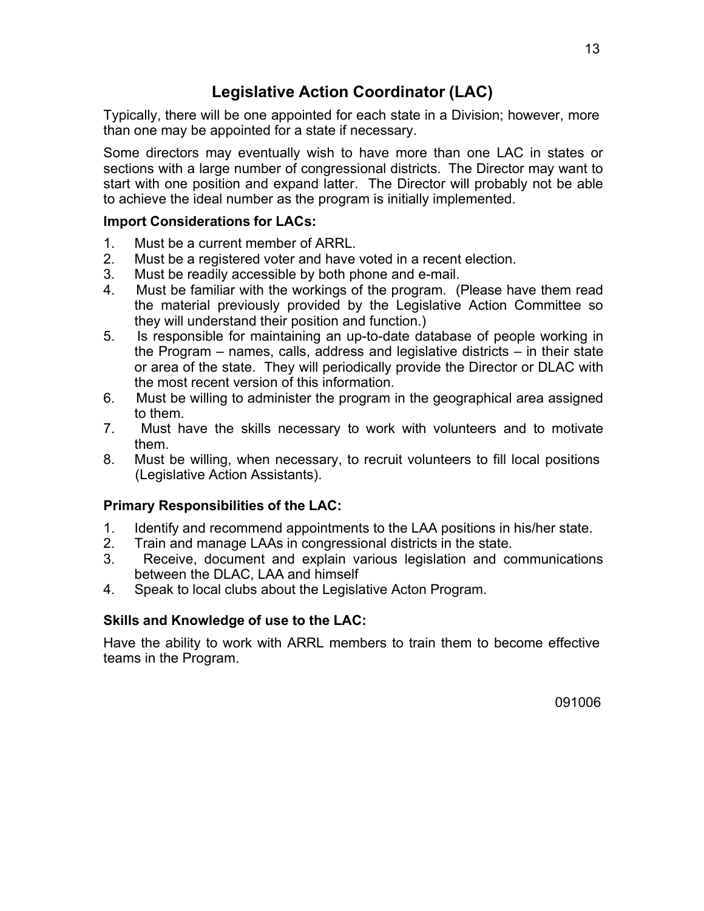# Legislative Action Coordinator (LAC)

Typically, there will be one appointed for each state in a Division; however, more than one may be appointed for a state if necessary.

Some directors may eventually wish to have more than one LAC in states or sections with a large number of congressional districts. The Director may want to start with one position and expand latter. The Director will probably not be able to achieve the ideal number as the program is initially implemented.

### Import Considerations for LACs:

1. Must be a current member of ARRL.
2. Must be a registered voter and have voted in a recent election.
3. Must be readily accessible by both phone and e-mail.
4. Must be familiar with the workings of the program. (Please have them read the material previously provided by the Legislative Action Committee so they will understand their position and function.)
5. Is responsible for maintaining an up-to-date database of people working in the Program – names, calls, address and legislative districts – in their state or area of the state. They will periodically provide the Director or DLAC with the most recent version of this information.
6. Must be willing to administer the program in the geographical area assigned to them.
7. Must have the skills necessary to work with volunteers and to motivate them.
8. Must be willing, when necessary, to recruit volunteers to fill local positions (Legislative Action Assistants).

### Primary Responsibilities of the LAC:

1. Identify and recommend appointments to the LAA positions in his/her state.
2. Train and manage LAAs in congressional districts in the state.
3. Receive, document and explain various legislation and communications between the DLAC, LAA and himself
4. Speak to local clubs about the Legislative Acton Program.

### Skills and Knowledge of use to the LAC:

Have the ability to work with ARRL members to train them to become effective teams in the Program.

091006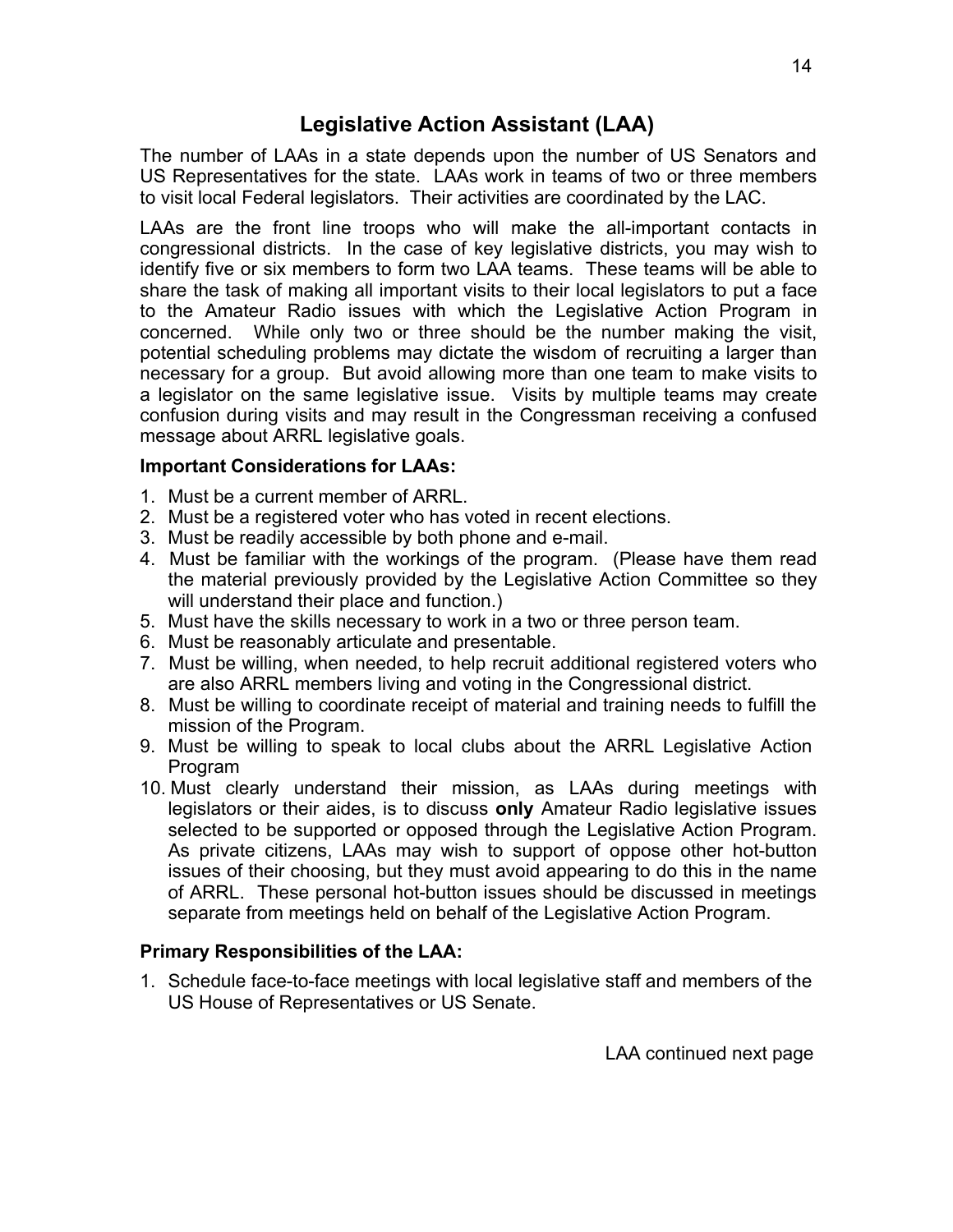## Legislative Action Assistant (LAA)

The number of LAAs in a state depends upon the number of US Senators and US Representatives for the state. LAAs work in teams of two or three members to visit local Federal legislators. Their activities are coordinated by the LAC.

LAAs are the front line troops who will make the all-important contacts in congressional districts. In the case of key legislative districts, you may wish to identify five or six members to form two LAA teams. These teams will be able to share the task of making all important visits to their local legislators to put a face to the Amateur Radio issues with which the Legislative Action Program in concerned. While only two or three should be the number making the visit, potential scheduling problems may dictate the wisdom of recruiting a larger than necessary for a group. But avoid allowing more than one team to make visits to a legislator on the same legislative issue. Visits by multiple teams may create confusion during visits and may result in the Congressman receiving a confused message about ARRL legislative goals.

### Important Considerations for LAAs:

1. Must be a current member of ARRL.
2. Must be a registered voter who has voted in recent elections.
3. Must be readily accessible by both phone and e-mail.
4. Must be familiar with the workings of the program. (Please have them read the material previously provided by the Legislative Action Committee so they will understand their place and function.)
5. Must have the skills necessary to work in a two or three person team.
6. Must be reasonably articulate and presentable.
7. Must be willing, when needed, to help recruit additional registered voters who are also ARRL members living and voting in the Congressional district.
8. Must be willing to coordinate receipt of material and training needs to fulfill the mission of the Program.
9. Must be willing to speak to local clubs about the ARRL Legislative Action Program
10. Must clearly understand their mission, as LAAs during meetings with legislators or their aides, is to discuss **only** Amateur Radio legislative issues selected to be supported or opposed through the Legislative Action Program. As private citizens, LAAs may wish to support of oppose other hot-button issues of their choosing, but they must avoid appearing to do this in the name of ARRL. These personal hot-button issues should be discussed in meetings separate from meetings held on behalf of the Legislative Action Program.

### Primary Responsibilities of the LAA:

1. Schedule face-to-face meetings with local legislative staff and members of the US House of Representatives or US Senate.

LAA continued next page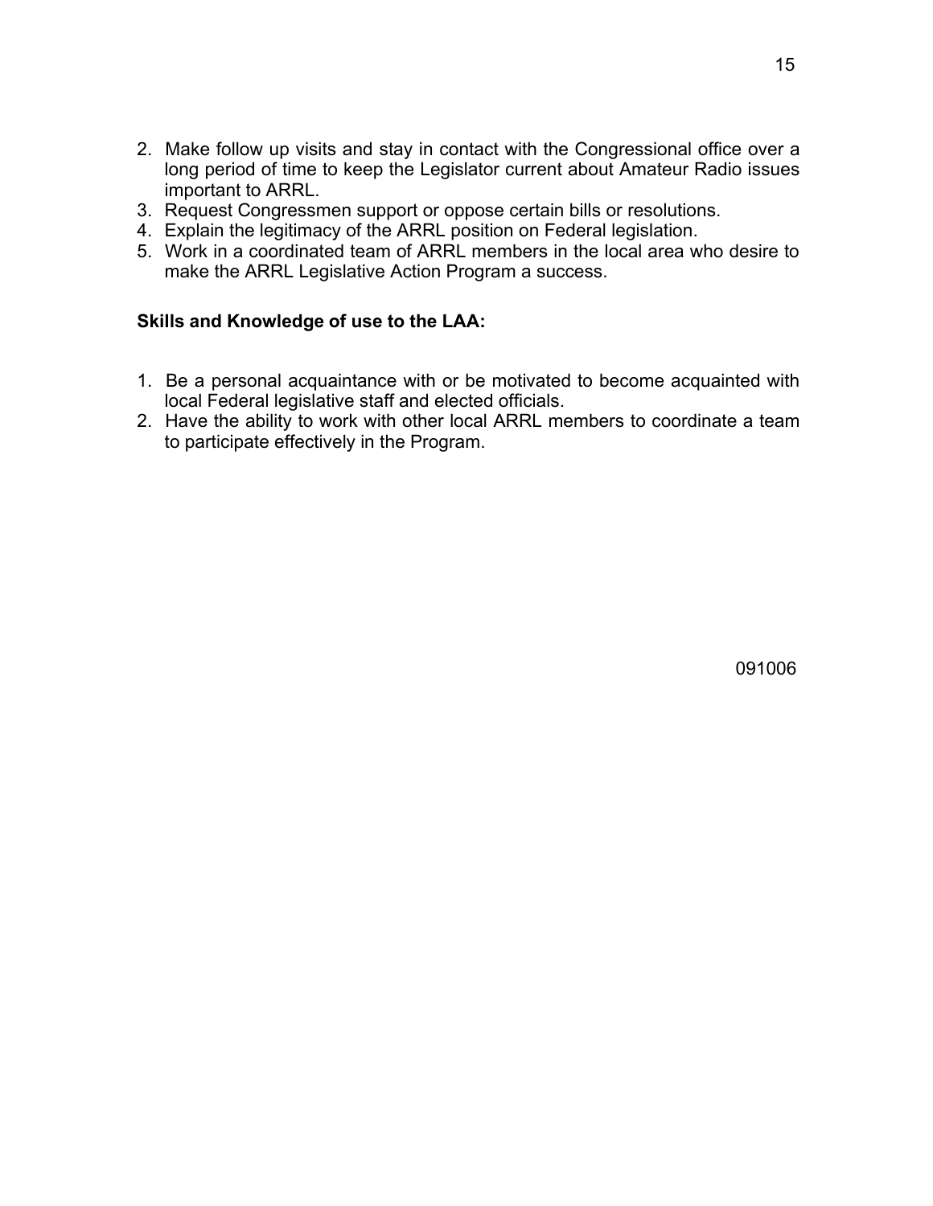2. Make follow up visits and stay in contact with the Congressional office over a long period of time to keep the Legislator current about Amateur Radio issues important to ARRL.
3. Request Congressmen support or oppose certain bills or resolutions.
4. Explain the legitimacy of the ARRL position on Federal legislation.
5. Work in a coordinated team of ARRL members in the local area who desire to make the ARRL Legislative Action Program a success.

**Skills and Knowledge of use to the LAA:**

1. Be a personal acquaintance with or be motivated to become acquainted with local Federal legislative staff and elected officials.
2. Have the ability to work with other local ARRL members to coordinate a team to participate effectively in the Program.

091006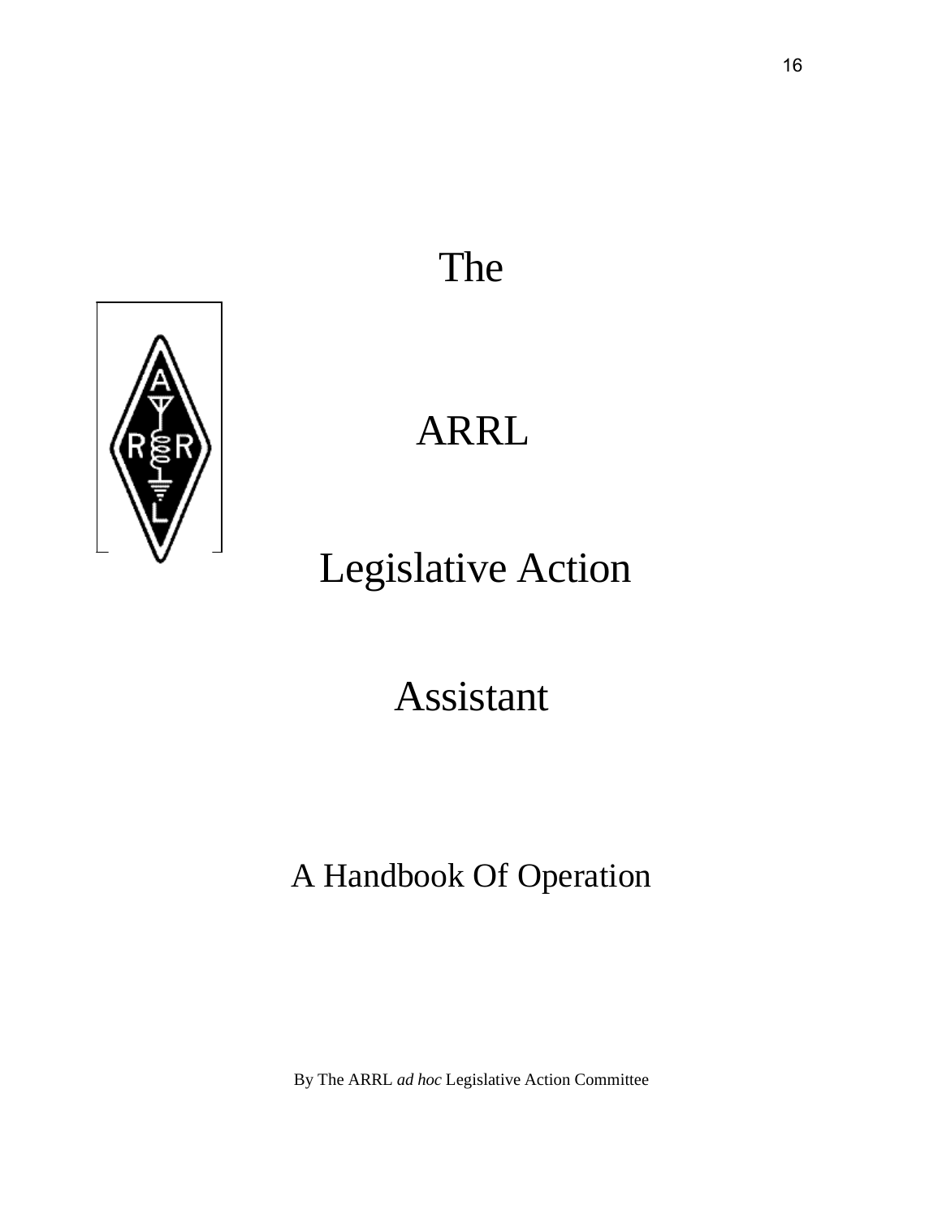# The

# ARRL

# Legislative Action

# Assistant

## A Handbook Of Operation

By The ARRL *ad hoc* Legislative Action Committee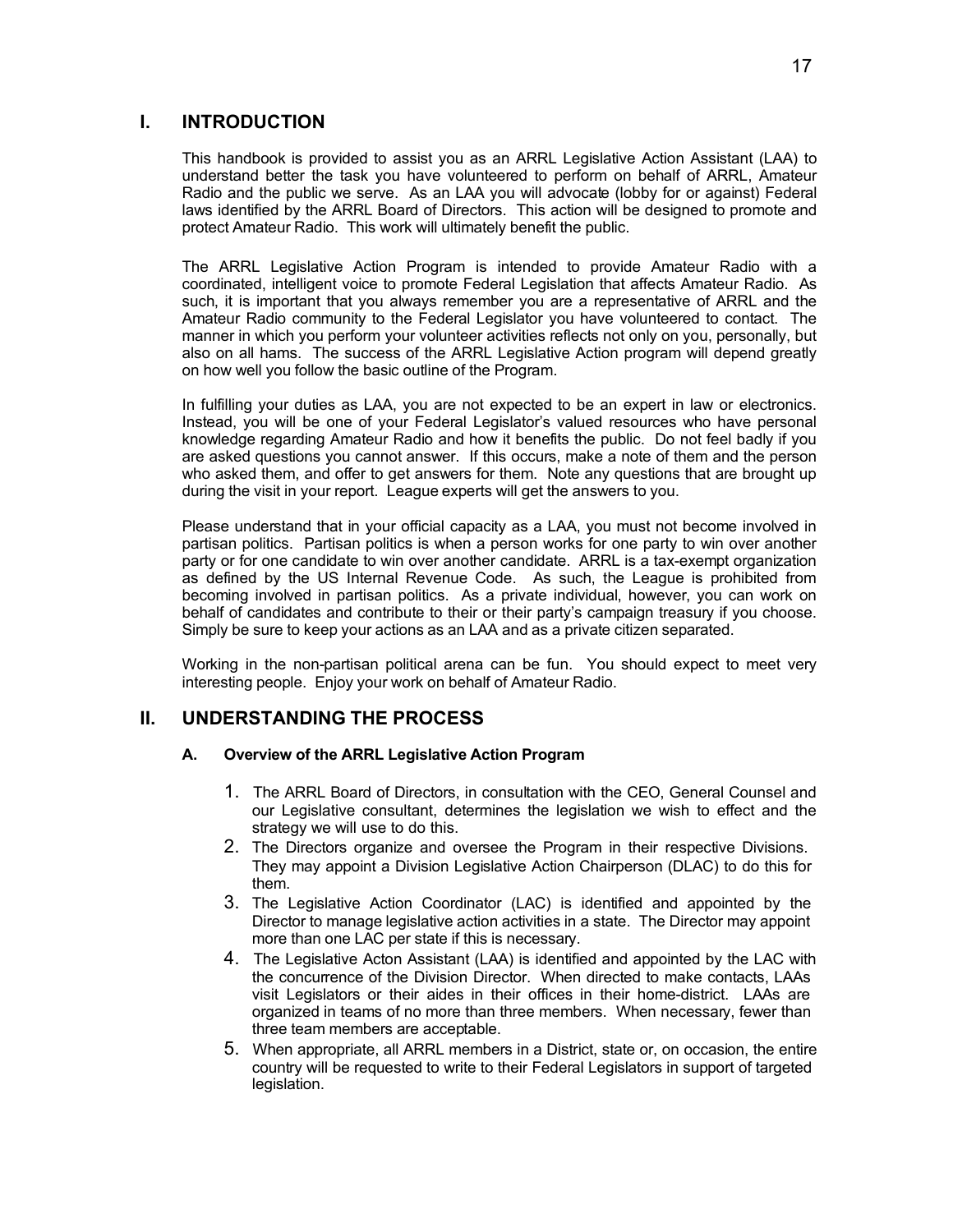## I. INTRODUCTION

This handbook is provided to assist you as an ARRL Legislative Action Assistant (LAA) to understand better the task you have volunteered to perform on behalf of ARRL, Amateur Radio and the public we serve. As an LAA you will advocate (lobby for or against) Federal laws identified by the ARRL Board of Directors. This action will be designed to promote and protect Amateur Radio. This work will ultimately benefit the public.

The ARRL Legislative Action Program is intended to provide Amateur Radio with a coordinated, intelligent voice to promote Federal Legislation that affects Amateur Radio. As such, it is important that you always remember you are a representative of ARRL and the Amateur Radio community to the Federal Legislator you have volunteered to contact. The manner in which you perform your volunteer activities reflects not only on you, personally, but also on all hams. The success of the ARRL Legislative Action program will depend greatly on how well you follow the basic outline of the Program.

In fulfilling your duties as LAA, you are not expected to be an expert in law or electronics. Instead, you will be one of your Federal Legislator's valued resources who have personal knowledge regarding Amateur Radio and how it benefits the public. Do not feel badly if you are asked questions you cannot answer. If this occurs, make a note of them and the person who asked them, and offer to get answers for them. Note any questions that are brought up during the visit in your report. League experts will get the answers to you.

Please understand that in your official capacity as a LAA, you must not become involved in partisan politics. Partisan politics is when a person works for one party to win over another party or for one candidate to win over another candidate. ARRL is a tax-exempt organization as defined by the US Internal Revenue Code. As such, the League is prohibited from becoming involved in partisan politics. As a private individual, however, you can work on behalf of candidates and contribute to their or their party's campaign treasury if you choose. Simply be sure to keep your actions as an LAA and as a private citizen separated.

Working in the non-partisan political arena can be fun. You should expect to meet very interesting people. Enjoy your work on behalf of Amateur Radio.

## II. UNDERSTANDING THE PROCESS

### A. Overview of the ARRL Legislative Action Program

1. The ARRL Board of Directors, in consultation with the CEO, General Counsel and our Legislative consultant, determines the legislation we wish to effect and the strategy we will use to do this.
2. The Directors organize and oversee the Program in their respective Divisions. They may appoint a Division Legislative Action Chairperson (DLAC) to do this for them.
3. The Legislative Action Coordinator (LAC) is identified and appointed by the Director to manage legislative action activities in a state. The Director may appoint more than one LAC per state if this is necessary.
4. The Legislative Acton Assistant (LAA) is identified and appointed by the LAC with the concurrence of the Division Director. When directed to make contacts, LAAs visit Legislators or their aides in their offices in their home-district. LAAs are organized in teams of no more than three members. When necessary, fewer than three team members are acceptable.
5. When appropriate, all ARRL members in a District, state or, on occasion, the entire country will be requested to write to their Federal Legislators in support of targeted legislation.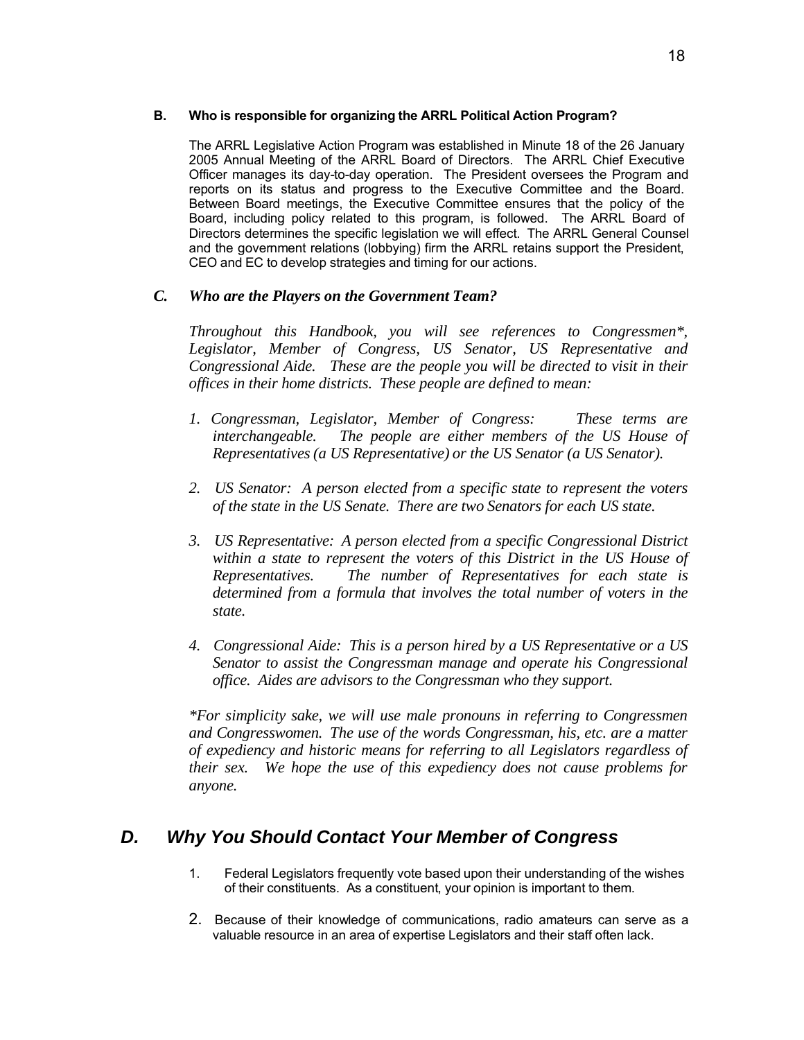### B. Who is responsible for organizing the ARRL Political Action Program?

The ARRL Legislative Action Program was established in Minute 18 of the 26 January 2005 Annual Meeting of the ARRL Board of Directors. The ARRL Chief Executive Officer manages its day-to-day operation. The President oversees the Program and reports on its status and progress to the Executive Committee and the Board. Between Board meetings, the Executive Committee ensures that the policy of the Board, including policy related to this program, is followed. The ARRL Board of Directors determines the specific legislation we will effect. The ARRL General Counsel and the government relations (lobbying) firm the ARRL retains support the President, CEO and EC to develop strategies and timing for our actions.

### *C. Who are the Players on the Government Team?*

*Throughout this Handbook, you will see references to Congressmen\*, Legislator, Member of Congress, US Senator, US Representative and Congressional Aide. These are the people you will be directed to visit in their offices in their home districts. These people are defined to mean:*

1. *Congressman, Legislator, Member of Congress: These terms are interchangeable. The people are either members of the US House of Representatives (a US Representative) or the US Senator (a US Senator).*
2. *US Senator: A person elected from a specific state to represent the voters of the state in the US Senate. There are two Senators for each US state.*
3. *US Representative: A person elected from a specific Congressional District within a state to represent the voters of this District in the US House of Representatives. The number of Representatives for each state is determined from a formula that involves the total number of voters in the state.*
4. *Congressional Aide: This is a person hired by a US Representative or a US Senator to assist the Congressman manage and operate his Congressional office. Aides are advisors to the Congressman who they support.*

*\*For simplicity sake, we will use male pronouns in referring to Congressmen and Congresswomen. The use of the words Congressman, his, etc. are a matter of expediency and historic means for referring to all Legislators regardless of their sex. We hope the use of this expediency does not cause problems for anyone.*

## *D. Why You Should Contact Your Member of Congress*

1. Federal Legislators frequently vote based upon their understanding of the wishes of their constituents. As a constituent, your opinion is important to them.
2. Because of their knowledge of communications, radio amateurs can serve as a valuable resource in an area of expertise Legislators and their staff often lack.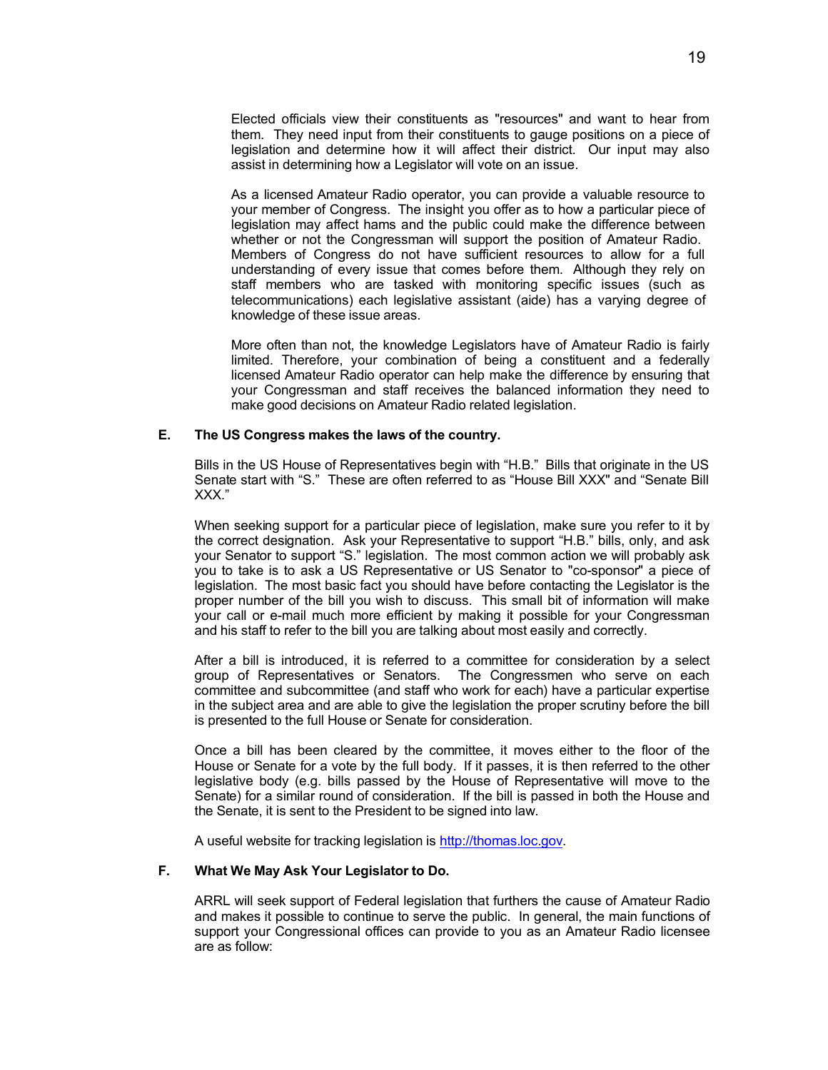Elected officials view their constituents as "resources" and want to hear from them. They need input from their constituents to gauge positions on a piece of legislation and determine how it will affect their district. Our input may also assist in determining how a Legislator will vote on an issue.

As a licensed Amateur Radio operator, you can provide a valuable resource to your member of Congress. The insight you offer as to how a particular piece of legislation may affect hams and the public could make the difference between whether or not the Congressman will support the position of Amateur Radio. Members of Congress do not have sufficient resources to allow for a full understanding of every issue that comes before them. Although they rely on staff members who are tasked with monitoring specific issues (such as telecommunications) each legislative assistant (aide) has a varying degree of knowledge of these issue areas.

More often than not, the knowledge Legislators have of Amateur Radio is fairly limited. Therefore, your combination of being a constituent and a federally licensed Amateur Radio operator can help make the difference by ensuring that your Congressman and staff receives the balanced information they need to make good decisions on Amateur Radio related legislation.

### E. The US Congress makes the laws of the country.

Bills in the US House of Representatives begin with “H.B.” Bills that originate in the US Senate start with “S.” These are often referred to as “House Bill XXX" and “Senate Bill XXX.”

When seeking support for a particular piece of legislation, make sure you refer to it by the correct designation. Ask your Representative to support “H.B.” bills, only, and ask your Senator to support “S.” legislation. The most common action we will probably ask you to take is to ask a US Representative or US Senator to "co-sponsor" a piece of legislation. The most basic fact you should have before contacting the Legislator is the proper number of the bill you wish to discuss. This small bit of information will make your call or e-mail much more efficient by making it possible for your Congressman and his staff to refer to the bill you are talking about most easily and correctly.

After a bill is introduced, it is referred to a committee for consideration by a select group of Representatives or Senators. The Congressmen who serve on each committee and subcommittee (and staff who work for each) have a particular expertise in the subject area and are able to give the legislation the proper scrutiny before the bill is presented to the full House or Senate for consideration.

Once a bill has been cleared by the committee, it moves either to the floor of the House or Senate for a vote by the full body. If it passes, it is then referred to the other legislative body (e.g. bills passed by the House of Representative will move to the Senate) for a similar round of consideration. If the bill is passed in both the House and the Senate, it is sent to the President to be signed into law.

A useful website for tracking legislation is [http://thomas.loc.gov](http://thomas.loc.gov).

### F. What We May Ask Your Legislator to Do.

ARRL will seek support of Federal legislation that furthers the cause of Amateur Radio and makes it possible to continue to serve the public. In general, the main functions of support your Congressional offices can provide to you as an Amateur Radio licensee are as follow: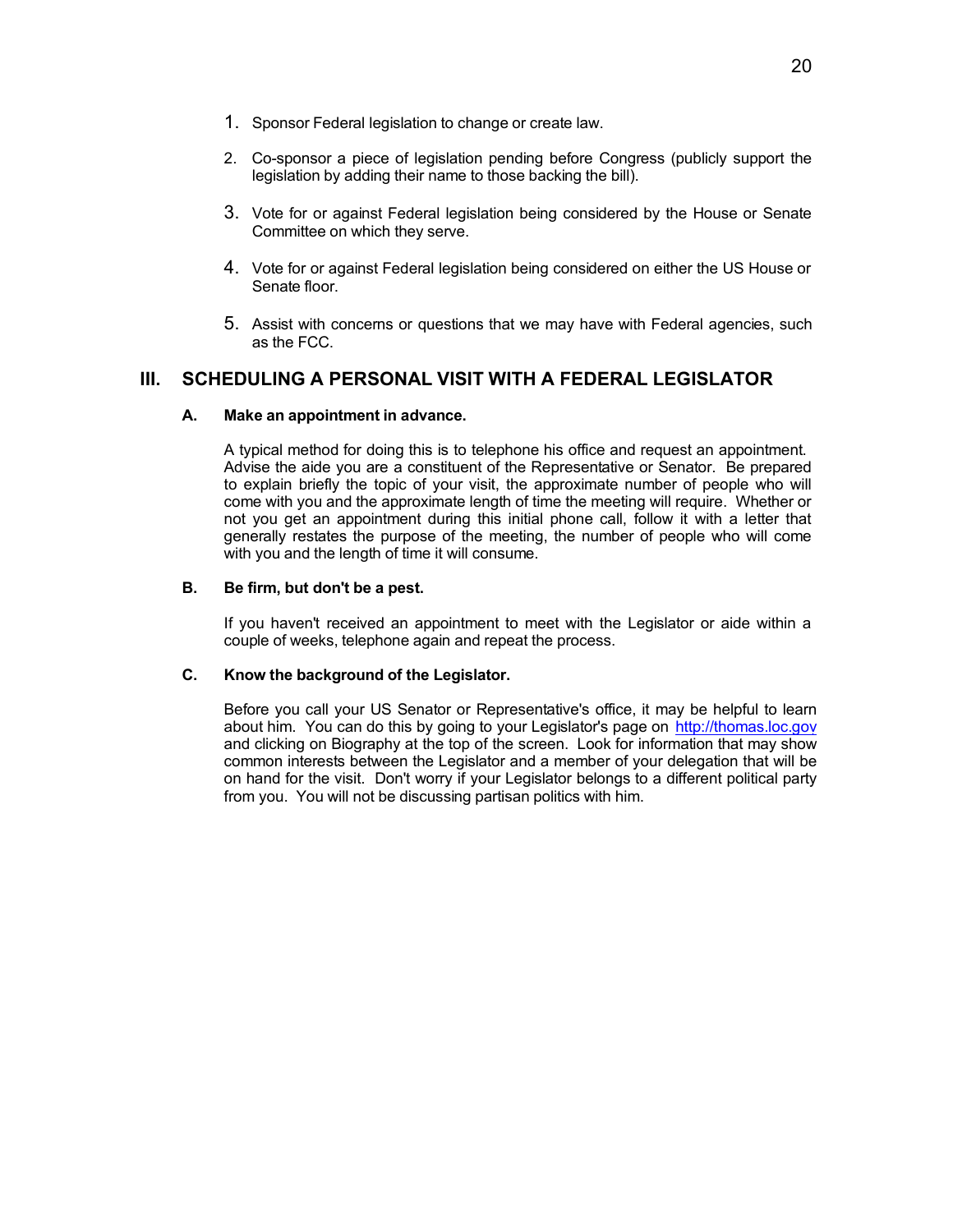1. Sponsor Federal legislation to change or create law.

2. Co-sponsor a piece of legislation pending before Congress (publicly support the legislation by adding their name to those backing the bill).

3. Vote for or against Federal legislation being considered by the House or Senate Committee on which they serve.

4. Vote for or against Federal legislation being considered on either the US House or Senate floor.

5. Assist with concerns or questions that we may have with Federal agencies, such as the FCC.

## III. SCHEDULING A PERSONAL VISIT WITH A FEDERAL LEGISLATOR

### A. Make an appointment in advance.

A typical method for doing this is to telephone his office and request an appointment. Advise the aide you are a constituent of the Representative or Senator. Be prepared to explain briefly the topic of your visit, the approximate number of people who will come with you and the approximate length of time the meeting will require. Whether or not you get an appointment during this initial phone call, follow it with a letter that generally restates the purpose of the meeting, the number of people who will come with you and the length of time it will consume.

### B. Be firm, but don't be a pest.

If you haven't received an appointment to meet with the Legislator or aide within a couple of weeks, telephone again and repeat the process.

### C. Know the background of the Legislator.

Before you call your US Senator or Representative's office, it may be helpful to learn about him. You can do this by going to your Legislator's page on http://thomas.loc.gov and clicking on Biography at the top of the screen. Look for information that may show common interests between the Legislator and a member of your delegation that will be on hand for the visit. Don't worry if your Legislator belongs to a different political party from you. You will not be discussing partisan politics with him.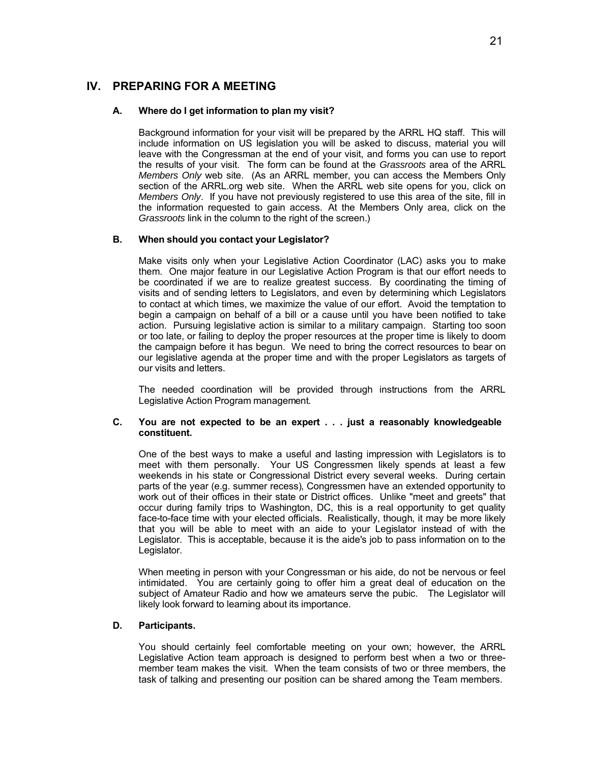## IV. PREPARING FOR A MEETING

### A. Where do I get information to plan my visit?

Background information for your visit will be prepared by the ARRL HQ staff. This will include information on US legislation you will be asked to discuss, material you will leave with the Congressman at the end of your visit, and forms you can use to report the results of your visit. The form can be found at the *Grassroots* area of the ARRL *Members Only* web site. (As an ARRL member, you can access the Members Only section of the ARRL.org web site. When the ARRL web site opens for you, click on *Members Only*. If you have not previously registered to use this area of the site, fill in the information requested to gain access. At the Members Only area, click on the *Grassroots* link in the column to the right of the screen.)

### B. When should you contact your Legislator?

Make visits only when your Legislative Action Coordinator (LAC) asks you to make them. One major feature in our Legislative Action Program is that our effort needs to be coordinated if we are to realize greatest success. By coordinating the timing of visits and of sending letters to Legislators, and even by determining which Legislators to contact at which times, we maximize the value of our effort. Avoid the temptation to begin a campaign on behalf of a bill or a cause until you have been notified to take action. Pursuing legislative action is similar to a military campaign. Starting too soon or too late, or failing to deploy the proper resources at the proper time is likely to doom the campaign before it has begun. We need to bring the correct resources to bear on our legislative agenda at the proper time and with the proper Legislators as targets of our visits and letters.

The needed coordination will be provided through instructions from the ARRL Legislative Action Program management.

### C. You are not expected to be an expert . . . just a reasonably knowledgeable constituent.

One of the best ways to make a useful and lasting impression with Legislators is to meet with them personally. Your US Congressmen likely spends at least a few weekends in his state or Congressional District every several weeks. During certain parts of the year (e.g. summer recess), Congressmen have an extended opportunity to work out of their offices in their state or District offices. Unlike "meet and greets" that occur during family trips to Washington, DC, this is a real opportunity to get quality face-to-face time with your elected officials. Realistically, though, it may be more likely that you will be able to meet with an aide to your Legislator instead of with the Legislator. This is acceptable, because it is the aide's job to pass information on to the Legislator.

When meeting in person with your Congressman or his aide, do not be nervous or feel intimidated. You are certainly going to offer him a great deal of education on the subject of Amateur Radio and how we amateurs serve the pubic. The Legislator will likely look forward to learning about its importance.

### D. Participants.

You should certainly feel comfortable meeting on your own; however, the ARRL Legislative Action team approach is designed to perform best when a two or three-member team makes the visit. When the team consists of two or three members, the task of talking and presenting our position can be shared among the Team members.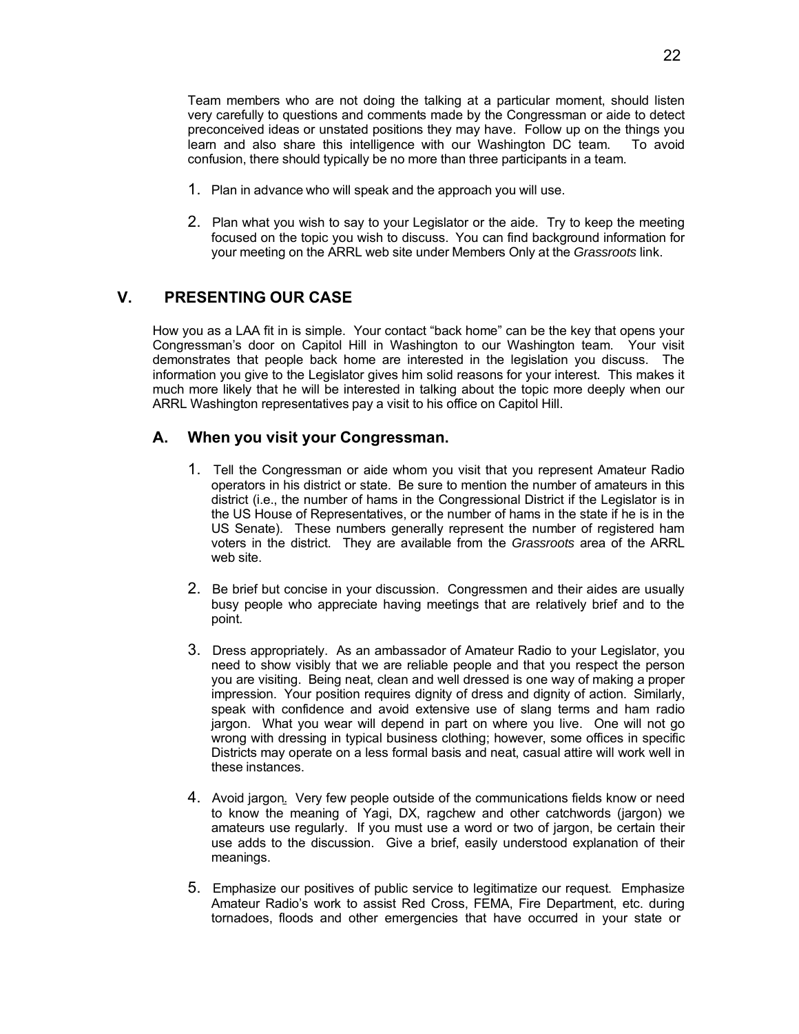Team members who are not doing the talking at a particular moment, should listen very carefully to questions and comments made by the Congressman or aide to detect preconceived ideas or unstated positions they may have. Follow up on the things you learn and also share this intelligence with our Washington DC team. To avoid confusion, there should typically be no more than three participants in a team.

1. Plan in advance who will speak and the approach you will use.

2. Plan what you wish to say to your Legislator or the aide. Try to keep the meeting focused on the topic you wish to discuss. You can find background information for your meeting on the ARRL web site under Members Only at the *Grassroots* link.

## V. PRESENTING OUR CASE

How you as a LAA fit in is simple. Your contact "back home" can be the key that opens your Congressman's door on Capitol Hill in Washington to our Washington team. Your visit demonstrates that people back home are interested in the legislation you discuss. The information you give to the Legislator gives him solid reasons for your interest. This makes it much more likely that he will be interested in talking about the topic more deeply when our ARRL Washington representatives pay a visit to his office on Capitol Hill.

### A. When you visit your Congressman.

1. Tell the Congressman or aide whom you visit that you represent Amateur Radio operators in his district or state. Be sure to mention the number of amateurs in this district (i.e., the number of hams in the Congressional District if the Legislator is in the US House of Representatives, or the number of hams in the state if he is in the US Senate). These numbers generally represent the number of registered ham voters in the district. They are available from the *Grassroots* area of the ARRL web site.

2. Be brief but concise in your discussion. Congressmen and their aides are usually busy people who appreciate having meetings that are relatively brief and to the point.

3. Dress appropriately. As an ambassador of Amateur Radio to your Legislator, you need to show visibly that we are reliable people and that you respect the person you are visiting. Being neat, clean and well dressed is one way of making a proper impression. Your position requires dignity of dress and dignity of action. Similarly, speak with confidence and avoid extensive use of slang terms and ham radio jargon. What you wear will depend in part on where you live. One will not go wrong with dressing in typical business clothing; however, some offices in specific Districts may operate on a less formal basis and neat, casual attire will work well in these instances.

4. Avoid jargon. Very few people outside of the communications fields know or need to know the meaning of Yagi, DX, ragchew and other catchwords (jargon) we amateurs use regularly. If you must use a word or two of jargon, be certain their use adds to the discussion. Give a brief, easily understood explanation of their meanings.

5. Emphasize our positives of public service to legitimatize our request. Emphasize Amateur Radio's work to assist Red Cross, FEMA, Fire Department, etc. during tornadoes, floods and other emergencies that have occurred in your state or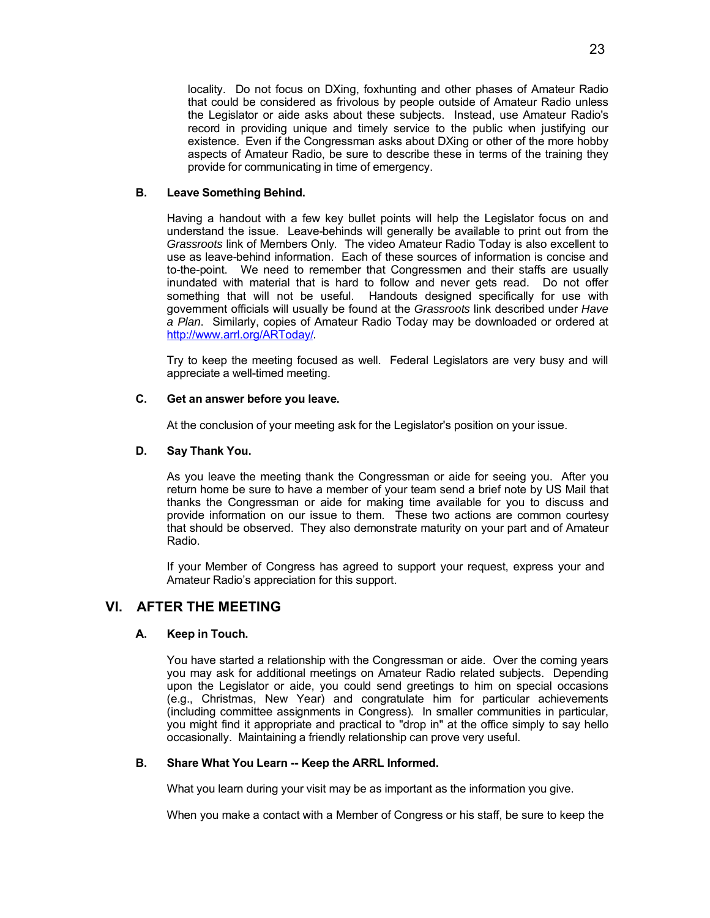locality. Do not focus on DXing, foxhunting and other phases of Amateur Radio that could be considered as frivolous by people outside of Amateur Radio unless the Legislator or aide asks about these subjects. Instead, use Amateur Radio's record in providing unique and timely service to the public when justifying our existence. Even if the Congressman asks about DXing or other of the more hobby aspects of Amateur Radio, be sure to describe these in terms of the training they provide for communicating in time of emergency.

### B. Leave Something Behind.

Having a handout with a few key bullet points will help the Legislator focus on and understand the issue. Leave-behinds will generally be available to print out from the *Grassroots* link of Members Only. The video Amateur Radio Today is also excellent to use as leave-behind information. Each of these sources of information is concise and to-the-point. We need to remember that Congressmen and their staffs are usually inundated with material that is hard to follow and never gets read. Do not offer something that will not be useful. Handouts designed specifically for use with government officials will usually be found at the *Grassroots* link described under *Have a Plan*. Similarly, copies of Amateur Radio Today may be downloaded or ordered at http://www.arrl.org/ARToday/.

Try to keep the meeting focused as well. Federal Legislators are very busy and will appreciate a well-timed meeting.

### C. Get an answer before you leave.

At the conclusion of your meeting ask for the Legislator's position on your issue.

### D. Say Thank You.

As you leave the meeting thank the Congressman or aide for seeing you. After you return home be sure to have a member of your team send a brief note by US Mail that thanks the Congressman or aide for making time available for you to discuss and provide information on our issue to them. These two actions are common courtesy that should be observed. They also demonstrate maturity on your part and of Amateur Radio.

If your Member of Congress has agreed to support your request, express your and Amateur Radio's appreciation for this support.

## VI. AFTER THE MEETING

### A. Keep in Touch.

You have started a relationship with the Congressman or aide. Over the coming years you may ask for additional meetings on Amateur Radio related subjects. Depending upon the Legislator or aide, you could send greetings to him on special occasions (e.g., Christmas, New Year) and congratulate him for particular achievements (including committee assignments in Congress). In smaller communities in particular, you might find it appropriate and practical to "drop in" at the office simply to say hello occasionally. Maintaining a friendly relationship can prove very useful.

### B. Share What You Learn -- Keep the ARRL Informed.

What you learn during your visit may be as important as the information you give.

When you make a contact with a Member of Congress or his staff, be sure to keep the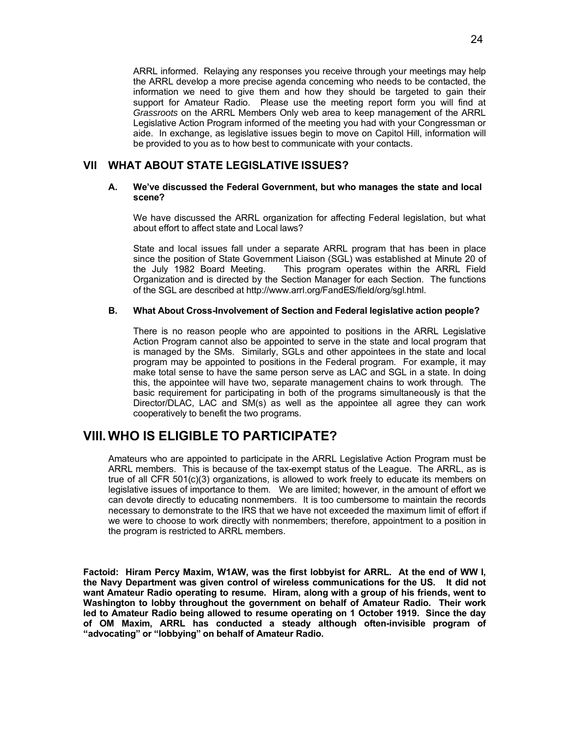ARRL informed. Relaying any responses you receive through your meetings may help the ARRL develop a more precise agenda concerning who needs to be contacted, the information we need to give them and how they should be targeted to gain their support for Amateur Radio. Please use the meeting report form you will find at *Grassroots* on the ARRL Members Only web area to keep management of the ARRL Legislative Action Program informed of the meeting you had with your Congressman or aide. In exchange, as legislative issues begin to move on Capitol Hill, information will be provided to you as to how best to communicate with your contacts.

## VII WHAT ABOUT STATE LEGISLATIVE ISSUES?

### A. We've discussed the Federal Government, but who manages the state and local scene?

We have discussed the ARRL organization for affecting Federal legislation, but what about effort to affect state and Local laws?

State and local issues fall under a separate ARRL program that has been in place since the position of State Government Liaison (SGL) was established at Minute 20 of the July 1982 Board Meeting. This program operates within the ARRL Field Organization and is directed by the Section Manager for each Section. The functions of the SGL are described at http://www.arrl.org/FandES/field/org/sgl.html.

### B. What About Cross-Involvement of Section and Federal legislative action people?

There is no reason people who are appointed to positions in the ARRL Legislative Action Program cannot also be appointed to serve in the state and local program that is managed by the SMs. Similarly, SGLs and other appointees in the state and local program may be appointed to positions in the Federal program. For example, it may make total sense to have the same person serve as LAC and SGL in a state. In doing this, the appointee will have two, separate management chains to work through. The basic requirement for participating in both of the programs simultaneously is that the Director/DLAC, LAC and SM(s) as well as the appointee all agree they can work cooperatively to benefit the two programs.

# VIII. WHO IS ELIGIBLE TO PARTICIPATE?

Amateurs who are appointed to participate in the ARRL Legislative Action Program must be ARRL members. This is because of the tax-exempt status of the League. The ARRL, as is true of all CFR 501(c)(3) organizations, is allowed to work freely to educate its members on legislative issues of importance to them. We are limited; however, in the amount of effort we can devote directly to educating nonmembers. It is too cumbersome to maintain the records necessary to demonstrate to the IRS that we have not exceeded the maximum limit of effort if we were to choose to work directly with nonmembers; therefore, appointment to a position in the program is restricted to ARRL members.

**Factoid: Hiram Percy Maxim, W1AW, was the first lobbyist for ARRL. At the end of WW I, the Navy Department was given control of wireless communications for the US. It did not want Amateur Radio operating to resume. Hiram, along with a group of his friends, went to Washington to lobby throughout the government on behalf of Amateur Radio. Their work led to Amateur Radio being allowed to resume operating on 1 October 1919. Since the day of OM Maxim, ARRL has conducted a steady although often-invisible program of "advocating" or "lobbying" on behalf of Amateur Radio.**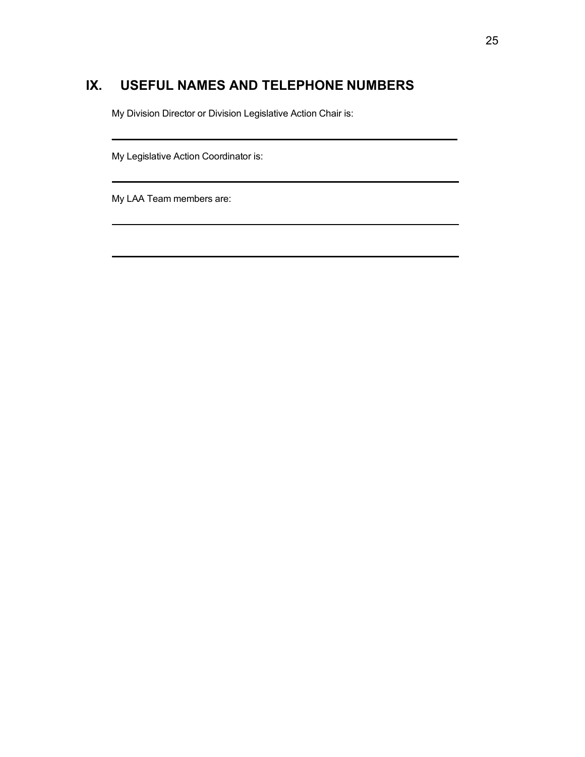# IX. USEFUL NAMES AND TELEPHONE NUMBERS

My Division Director or Division Legislative Action Chair is:

\_\_\_\_\_\_\_\_\_\_\_\_\_\_\_\_\_\_\_\_\_\_\_\_\_\_\_\_\_\_\_\_\_\_\_\_\_\_\_\_\_\_\_\_\_\_\_\_\_\_\_\_

My Legislative Action Coordinator is:

\_\_\_\_\_\_\_\_\_\_\_\_\_\_\_\_\_\_\_\_\_\_\_\_\_\_\_\_\_\_\_\_\_\_\_\_\_\_\_\_\_\_\_\_\_\_\_\_\_\_\_\_

My LAA Team members are:

\_\_\_\_\_\_\_\_\_\_\_\_\_\_\_\_\_\_\_\_\_\_\_\_\_\_\_\_\_\_\_\_\_\_\_\_\_\_\_\_\_\_\_\_\_\_\_\_\_\_\_\_

\_\_\_\_\_\_\_\_\_\_\_\_\_\_\_\_\_\_\_\_\_\_\_\_\_\_\_\_\_\_\_\_\_\_\_\_\_\_\_\_\_\_\_\_\_\_\_\_\_\_\_\_